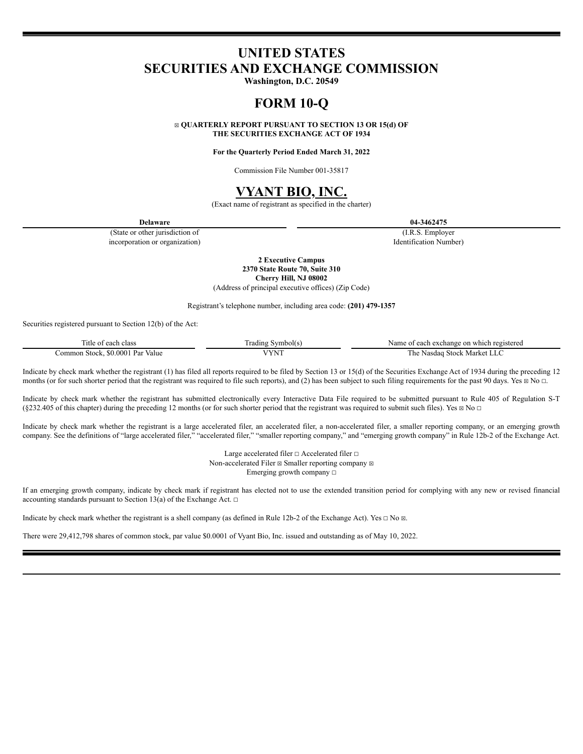# UNITED STATES
# SECURITIES AND EXCHANGE COMMISSION

**Washington, D.C. 20549**

# FORM 10-Q

**☒ QUARTERLY REPORT PURSUANT TO SECTION 13 OR 15(d) OF THE SECURITIES EXCHANGE ACT OF 1934**

**For the Quarterly Period Ended March 31, 2022**

Commission File Number 001-35817

# VYANT BIO, INC.

(Exact name of registrant as specified in the charter)

| **Delaware** | **04-3462475** |
|---|---|
| (State or other jurisdiction of incorporation or organization) | (I.R.S. Employer Identification Number) |

**2 Executive Campus**
**2370 State Route 70, Suite 310**
**Cherry Hill, NJ 08002**
(Address of principal executive offices) (Zip Code)

Registrant's telephone number, including area code: **(201) 479-1357**

Securities registered pursuant to Section 12(b) of the Act:

| Title of each class | Trading Symbol(s) | Name of each exchange on which registered |
|---|---|---|
| Common Stock, $0.0001 Par Value | VYNT | The Nasdaq Stock Market LLC |

Indicate by check mark whether the registrant (1) has filed all reports required to be filed by Section 13 or 15(d) of the Securities Exchange Act of 1934 during the preceding 12 months (or for such shorter period that the registrant was required to file such reports), and (2) has been subject to such filing requirements for the past 90 days. Yes ☒ No ☐.

Indicate by check mark whether the registrant has submitted electronically every Interactive Data File required to be submitted pursuant to Rule 405 of Regulation S-T (§232.405 of this chapter) during the preceding 12 months (or for such shorter period that the registrant was required to submit such files). Yes ☒ No ☐

Indicate by check mark whether the registrant is a large accelerated filer, an accelerated filer, a non-accelerated filer, a smaller reporting company, or an emerging growth company. See the definitions of "large accelerated filer," "accelerated filer," "smaller reporting company," and "emerging growth company" in Rule 12b-2 of the Exchange Act.

Large accelerated filer ☐ Accelerated filer ☐
Non-accelerated Filer ☒ Smaller reporting company ☒
Emerging growth company ☐

If an emerging growth company, indicate by check mark if registrant has elected not to use the extended transition period for complying with any new or revised financial accounting standards pursuant to Section 13(a) of the Exchange Act. ☐

Indicate by check mark whether the registrant is a shell company (as defined in Rule 12b-2 of the Exchange Act). Yes ☐ No ☒.

There were 29,412,798 shares of common stock, par value $0.0001 of Vyant Bio, Inc. issued and outstanding as of May 10, 2022.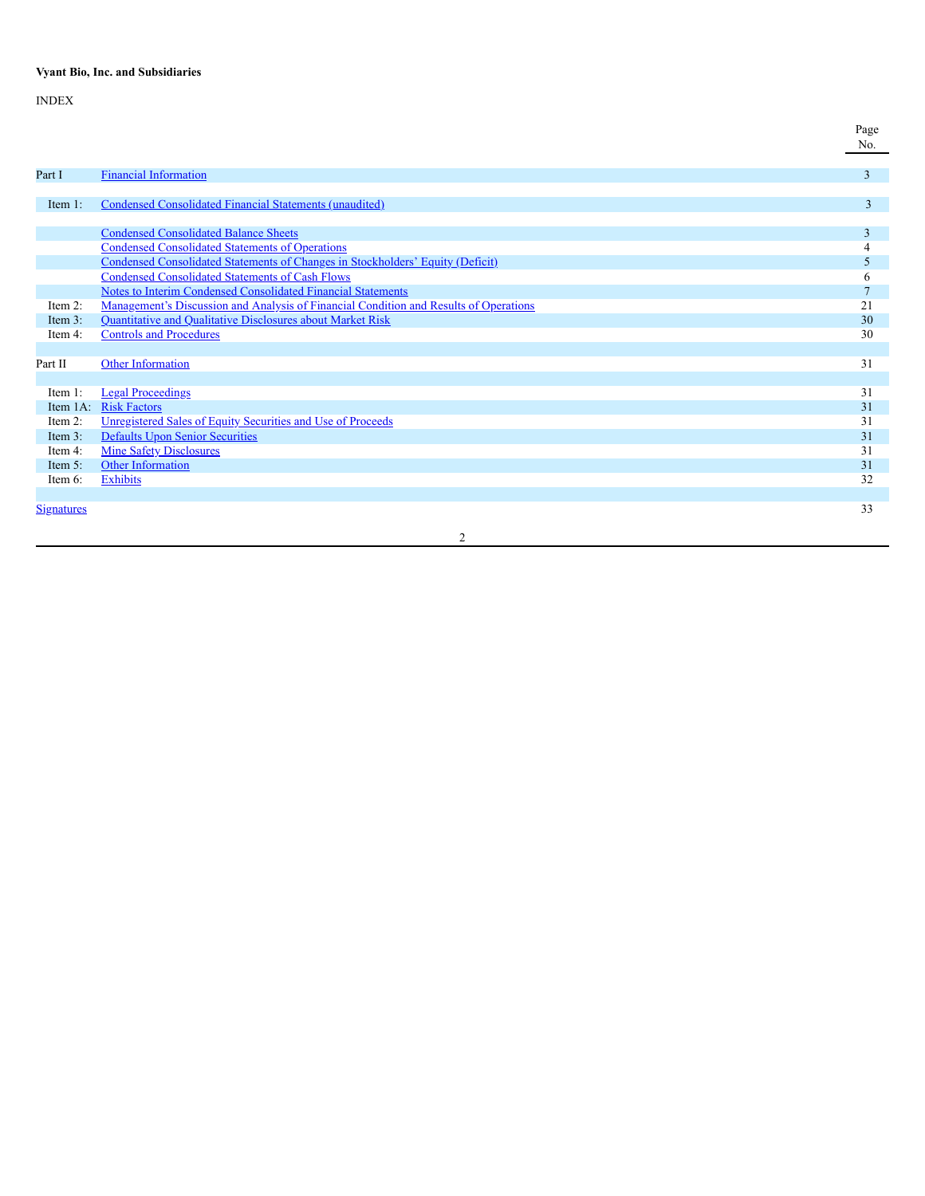**Vyant Bio, Inc. and Subsidiaries**

INDEX

| | | Page No. |
|---|---|---|
| Part I | Financial Information | 3 |
| Item 1: | Condensed Consolidated Financial Statements (unaudited) | 3 |
| | Condensed Consolidated Balance Sheets | 3 |
| | Condensed Consolidated Statements of Operations | 4 |
| | Condensed Consolidated Statements of Changes in Stockholders' Equity (Deficit) | 5 |
| | Condensed Consolidated Statements of Cash Flows | 6 |
| | Notes to Interim Condensed Consolidated Financial Statements | 7 |
| Item 2: | Management's Discussion and Analysis of Financial Condition and Results of Operations | 21 |
| Item 3: | Quantitative and Qualitative Disclosures about Market Risk | 30 |
| Item 4: | Controls and Procedures | 30 |
| Part II | Other Information | 31 |
| Item 1: | Legal Proceedings | 31 |
| Item 1A: | Risk Factors | 31 |
| Item 2: | Unregistered Sales of Equity Securities and Use of Proceeds | 31 |
| Item 3: | Defaults Upon Senior Securities | 31 |
| Item 4: | Mine Safety Disclosures | 31 |
| Item 5: | Other Information | 31 |
| Item 6: | Exhibits | 32 |
| Signatures | | 33 |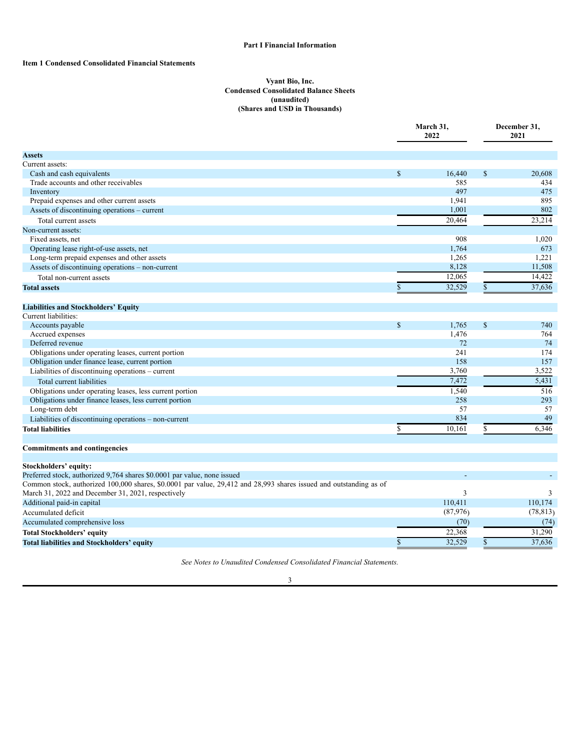**Part I Financial Information**

**Item 1 Condensed Consolidated Financial Statements**

**Vyant Bio, Inc.**
**Condensed Consolidated Balance Sheets**
**(unaudited)**
**(Shares and USD in Thousands)**

| | March 31, 2022 | December 31, 2021 |
|---|---|---|
| **Assets** | | |
| Current assets: | | |
| Cash and cash equivalents | $ 16,440 | $ 20,608 |
| Trade accounts and other receivables | 585 | 434 |
| Inventory | 497 | 475 |
| Prepaid expenses and other current assets | 1,941 | 895 |
| Assets of discontinuing operations – current | 1,001 | 802 |
| Total current assets | 20,464 | 23,214 |
| Non-current assets: | | |
| Fixed assets, net | 908 | 1,020 |
| Operating lease right-of-use assets, net | 1,764 | 673 |
| Long-term prepaid expenses and other assets | 1,265 | 1,221 |
| Assets of discontinuing operations – non-current | 8,128 | 11,508 |
| Total non-current assets | 12,065 | 14,422 |
| **Total assets** | $ 32,529 | $ 37,636 |
| | | |
| **Liabilities and Stockholders' Equity** | | |
| Current liabilities: | | |
| Accounts payable | $ 1,765 | $ 740 |
| Accrued expenses | 1,476 | 764 |
| Deferred revenue | 72 | 74 |
| Obligations under operating leases, current portion | 241 | 174 |
| Obligation under finance lease, current portion | 158 | 157 |
| Liabilities of discontinuing operations – current | 3,760 | 3,522 |
| Total current liabilities | 7,472 | 5,431 |
| Obligations under operating leases, less current portion | 1,540 | 516 |
| Obligations under finance leases, less current portion | 258 | 293 |
| Long-term debt | 57 | 57 |
| Liabilities of discontinuing operations – non-current | 834 | 49 |
| **Total liabilities** | $ 10,161 | $ 6,346 |
| | | |
| **Commitments and contingencies** | | |
| | | |
| **Stockholders' equity:** | | |
| Preferred stock, authorized 9,764 shares $0.0001 par value, none issued | - | - |
| Common stock, authorized 100,000 shares, $0.0001 par value, 29,412 and 28,993 shares issued and outstanding as of March 31, 2022 and December 31, 2021, respectively | 3 | 3 |
| Additional paid-in capital | 110,411 | 110,174 |
| Accumulated deficit | (87,976) | (78,813) |
| Accumulated comprehensive loss | (70) | (74) |
| **Total Stockholders' equity** | 22,368 | 31,290 |
| **Total liabilities and Stockholders' equity** | $ 32,529 | $ 37,636 |

*See Notes to Unaudited Condensed Consolidated Financial Statements.*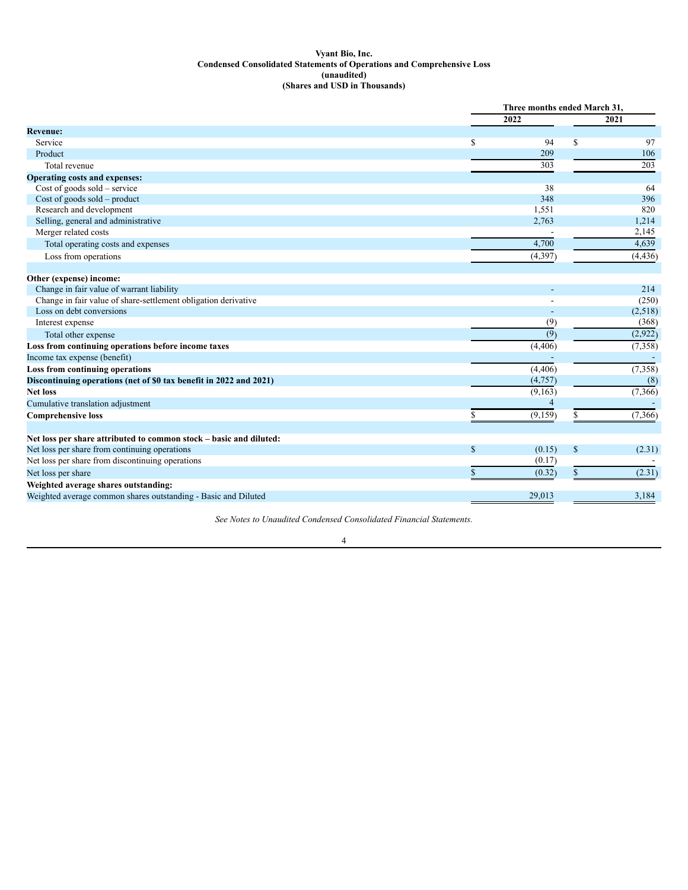**Vyant Bio, Inc.**
**Condensed Consolidated Statements of Operations and Comprehensive Loss**
**(unaudited)**
**(Shares and USD in Thousands)**

| | Three months ended March 31, | |
|---|---|---|
| | 2022 | 2021 |
| **Revenue:** | | |
| Service | $ 94 | $ 97 |
| Product | 209 | 106 |
| Total revenue | 303 | 203 |
| **Operating costs and expenses:** | | |
| Cost of goods sold – service | 38 | 64 |
| Cost of goods sold – product | 348 | 396 |
| Research and development | 1,551 | 820 |
| Selling, general and administrative | 2,763 | 1,214 |
| Merger related costs | - | 2,145 |
| Total operating costs and expenses | 4,700 | 4,639 |
| Loss from operations | (4,397) | (4,436) |
| | | |
| **Other (expense) income:** | | |
| Change in fair value of warrant liability | - | 214 |
| Change in fair value of share-settlement obligation derivative | - | (250) |
| Loss on debt conversions | - | (2,518) |
| Interest expense | (9) | (368) |
| Total other expense | (9) | (2,922) |
| **Loss from continuing operations before income taxes** | (4,406) | (7,358) |
| Income tax expense (benefit) | - | - |
| **Loss from continuing operations** | (4,406) | (7,358) |
| **Discontinuing operations (net of $0 tax benefit in 2022 and 2021)** | (4,757) | (8) |
| **Net loss** | (9,163) | (7,366) |
| Cumulative translation adjustment | 4 | - |
| **Comprehensive loss** | $ (9,159) | $ (7,366) |
| | | |
| **Net loss per share attributed to common stock – basic and diluted:** | | |
| Net loss per share from continuing operations | $ (0.15) | $ (2.31) |
| Net loss per share from discontinuing operations | (0.17) | - |
| Net loss per share | $ (0.32) | $ (2.31) |
| **Weighted average shares outstanding:** | | |
| Weighted average common shares outstanding - Basic and Diluted | 29,013 | 3,184 |

*See Notes to Unaudited Condensed Consolidated Financial Statements.*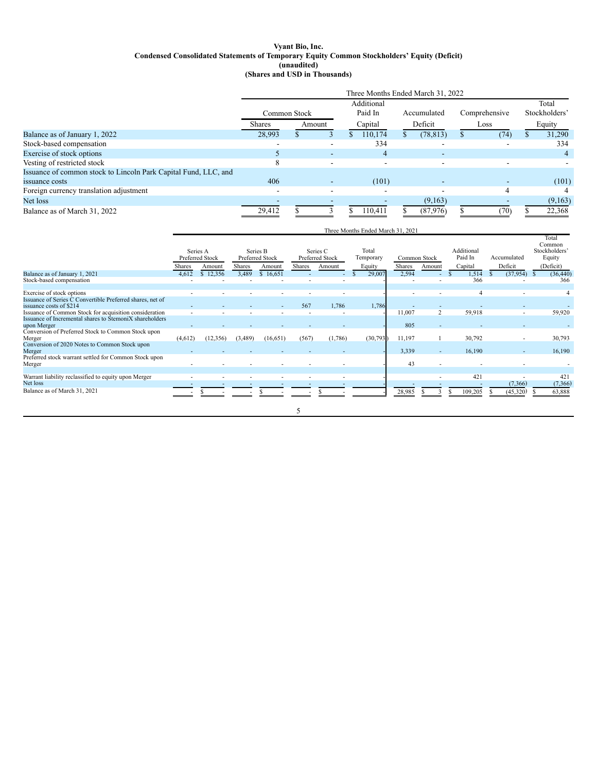**Vyant Bio, Inc.**
**Condensed Consolidated Statements of Temporary Equity Common Stockholders' Equity (Deficit)**
**(unaudited)**
**(Shares and USD in Thousands)**

| | Three Months Ended March 31, 2022 | | | | | |
|---|---|---|---|---|---|---|
| | Common Stock | | Additional Paid In Capital | Accumulated Deficit | Comprehensive Loss | Total Stockholders' Equity |
| | Shares | Amount | | | | |
| Balance as of January 1, 2022 | 28,993 | $ 3 | $ 110,174 | $ (78,813) | $ (74) | $ 31,290 |
| Stock-based compensation | - | - | 334 | - | - | 334 |
| Exercise of stock options | 5 | - | 4 | - | | 4 |
| Vesting of restricted stock | 8 | - | - | - | - | - |
| Issuance of common stock to Lincoln Park Capital Fund, LLC, and issuance costs | 406 | - | (101) | - | - | (101) |
| Foreign currency translation adjustment | - | - | - | - | 4 | 4 |
| Net loss | - | - | - | (9,163) | - | (9,163) |
| Balance as of March 31, 2022 | 29,412 | $ 3 | $ 110,411 | $ (87,976) | $ (70) | $ 22,368 |

| | Three Months Ended March 31, 2021 | | | | | | | | | | | |
|---|---|---|---|---|---|---|---|---|---|---|---|---|
| | Series A Preferred Stock | | Series B Preferred Stock | | Series C Preferred Stock | | Total Temporary Equity | Common Stock | | Additional Paid In Capital | Accumulated Deficit | Total Common Stockholders' Equity (Deficit) |
| | Shares | Amount | Shares | Amount | Shares | Amount | | Shares | Amount | | | |
| Balance as of January 1, 2021 | 4,612 | $ 12,356 | 3,489 | $ 16,651 | - | - | $ 29,007 | 2,594 | - | $ 1,514 | $ (37,954) | $ (36,440) |
| Stock-based compensation | - | - | - | - | - | - | - | - | - | 366 | - | 366 |
| Exercise of stock options | - | - | - | - | - | - | - | - | - | 4 | - | 4 |
| Issuance of Series C Convertible Preferred shares, net of issuance costs of $214 | - | - | - | - | 567 | 1,786 | 1,786 | - | - | - | - | - |
| Issuance of Common Stock for acquisition consideration | - | - | - | - | - | - | - | 11,007 | 2 | 59,918 | - | 59,920 |
| Issuance of Incremental shares to StemoniX shareholders upon Merger | - | - | - | - | - | - | - | 805 | - | - | - | - |
| Conversion of Preferred Stock to Common Stock upon Merger | (4,612) | (12,356) | (3,489) | (16,651) | (567) | (1,786) | (30,793) | 11,197 | 1 | 30,792 | - | 30,793 |
| Conversion of 2020 Notes to Common Stock upon Merger | - | - | - | - | - | - | - | 3,339 | - | 16,190 | - | 16,190 |
| Preferred stock warrant settled for Common Stock upon Merger | - | - | - | - | - | - | - | 43 | - | - | - | - |
| Warrant liability reclassified to equity upon Merger | - | - | - | - | - | - | - | - | - | 421 | - | 421 |
| Net loss | - | - | - | - | - | - | - | - | - | - | (7,366) | (7,366) |
| Balance as of March 31, 2021 | - | $ - | - | $ - | - | $ - | - | 28,985 | $ 3 | $ 109,205 | $ (45,320) | $ 63,888 |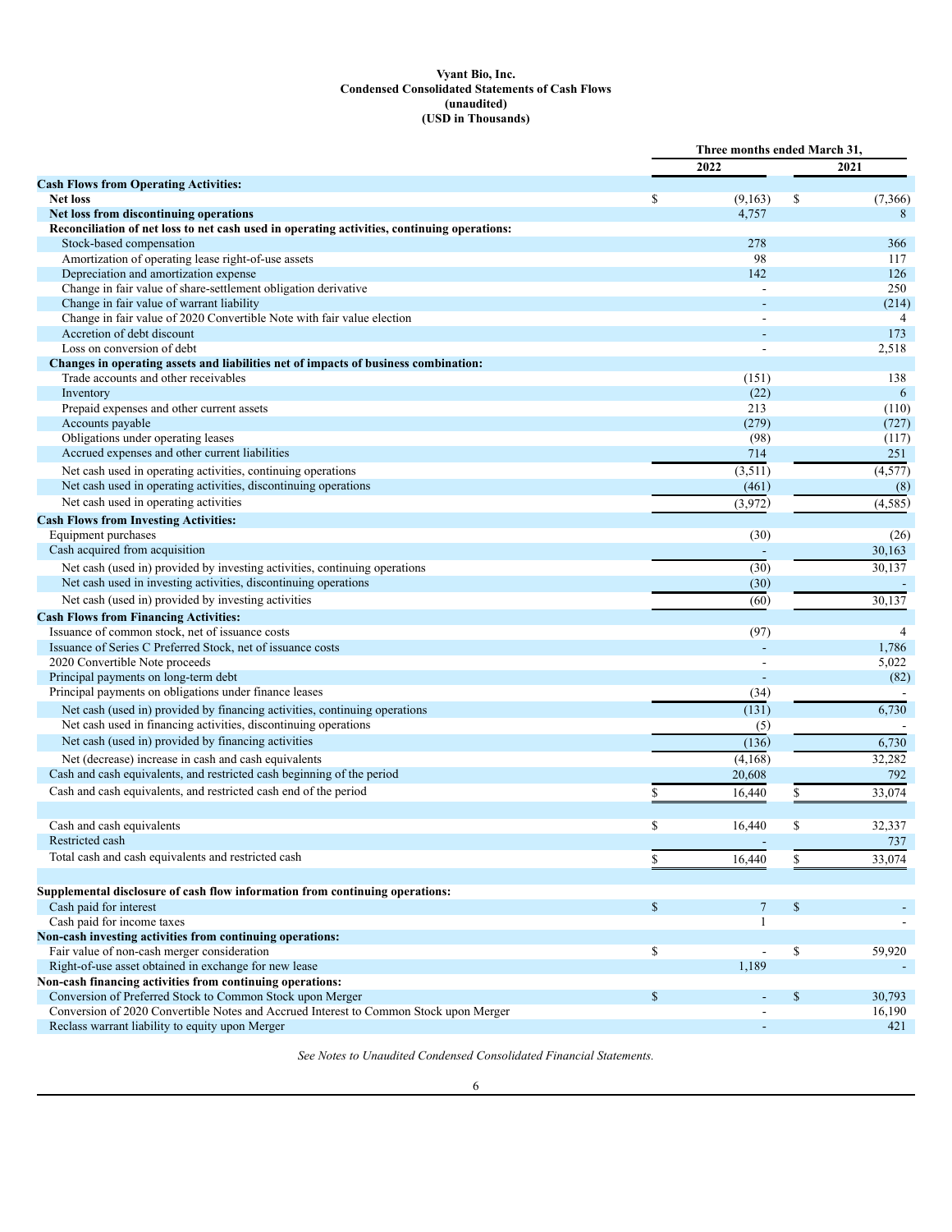**Vyant Bio, Inc.**
**Condensed Consolidated Statements of Cash Flows**
**(unaudited)**
**(USD in Thousands)**

| | Three months ended March 31, | |
|---|---|---|
| | 2022 | 2021 |
| **Cash Flows from Operating Activities:** | | |
| **Net loss** | $ (9,163) | $ (7,366) |
| **Net loss from discontinuing operations** | 4,757 | 8 |
| **Reconciliation of net loss to net cash used in operating activities, continuing operations:** | | |
| Stock-based compensation | 278 | 366 |
| Amortization of operating lease right-of-use assets | 98 | 117 |
| Depreciation and amortization expense | 142 | 126 |
| Change in fair value of share-settlement obligation derivative | - | 250 |
| Change in fair value of warrant liability | - | (214) |
| Change in fair value of 2020 Convertible Note with fair value election | - | 4 |
| Accretion of debt discount | - | 173 |
| Loss on conversion of debt | - | 2,518 |
| **Changes in operating assets and liabilities net of impacts of business combination:** | | |
| Trade accounts and other receivables | (151) | 138 |
| Inventory | (22) | 6 |
| Prepaid expenses and other current assets | 213 | (110) |
| Accounts payable | (279) | (727) |
| Obligations under operating leases | (98) | (117) |
| Accrued expenses and other current liabilities | 714 | 251 |
| Net cash used in operating activities, continuing operations | (3,511) | (4,577) |
| Net cash used in operating activities, discontinuing operations | (461) | (8) |
| Net cash used in operating activities | (3,972) | (4,585) |
| **Cash Flows from Investing Activities:** | | |
| Equipment purchases | (30) | (26) |
| Cash acquired from acquisition | - | 30,163 |
| Net cash (used in) provided by investing activities, continuing operations | (30) | 30,137 |
| Net cash used in investing activities, discontinuing operations | (30) | - |
| Net cash (used in) provided by investing activities | (60) | 30,137 |
| **Cash Flows from Financing Activities:** | | |
| Issuance of common stock, net of issuance costs | (97) | 4 |
| Issuance of Series C Preferred Stock, net of issuance costs | - | 1,786 |
| 2020 Convertible Note proceeds | - | 5,022 |
| Principal payments on long-term debt | - | (82) |
| Principal payments on obligations under finance leases | (34) | - |
| Net cash (used in) provided by financing activities, continuing operations | (131) | 6,730 |
| Net cash used in financing activities, discontinuing operations | (5) | - |
| Net cash (used in) provided by financing activities | (136) | 6,730 |
| Net (decrease) increase in cash and cash equivalents | (4,168) | 32,282 |
| Cash and cash equivalents, and restricted cash beginning of the period | 20,608 | 792 |
| Cash and cash equivalents, and restricted cash end of the period | $ 16,440 | $ 33,074 |
| | | |
| Cash and cash equivalents | $ 16,440 | $ 32,337 |
| Restricted cash | - | 737 |
| Total cash and cash equivalents and restricted cash | $ 16,440 | $ 33,074 |
| | | |
| **Supplemental disclosure of cash flow information from continuing operations:** | | |
| Cash paid for interest | $ 7 | $ - |
| Cash paid for income taxes | 1 | - |
| **Non-cash investing activities from continuing operations:** | | |
| Fair value of non-cash merger consideration | $ - | $ 59,920 |
| Right-of-use asset obtained in exchange for new lease | 1,189 | - |
| **Non-cash financing activities from continuing operations:** | | |
| Conversion of Preferred Stock to Common Stock upon Merger | $ - | $ 30,793 |
| Conversion of 2020 Convertible Notes and Accrued Interest to Common Stock upon Merger | - | 16,190 |
| Reclass warrant liability to equity upon Merger | - | 421 |

*See Notes to Unaudited Condensed Consolidated Financial Statements.*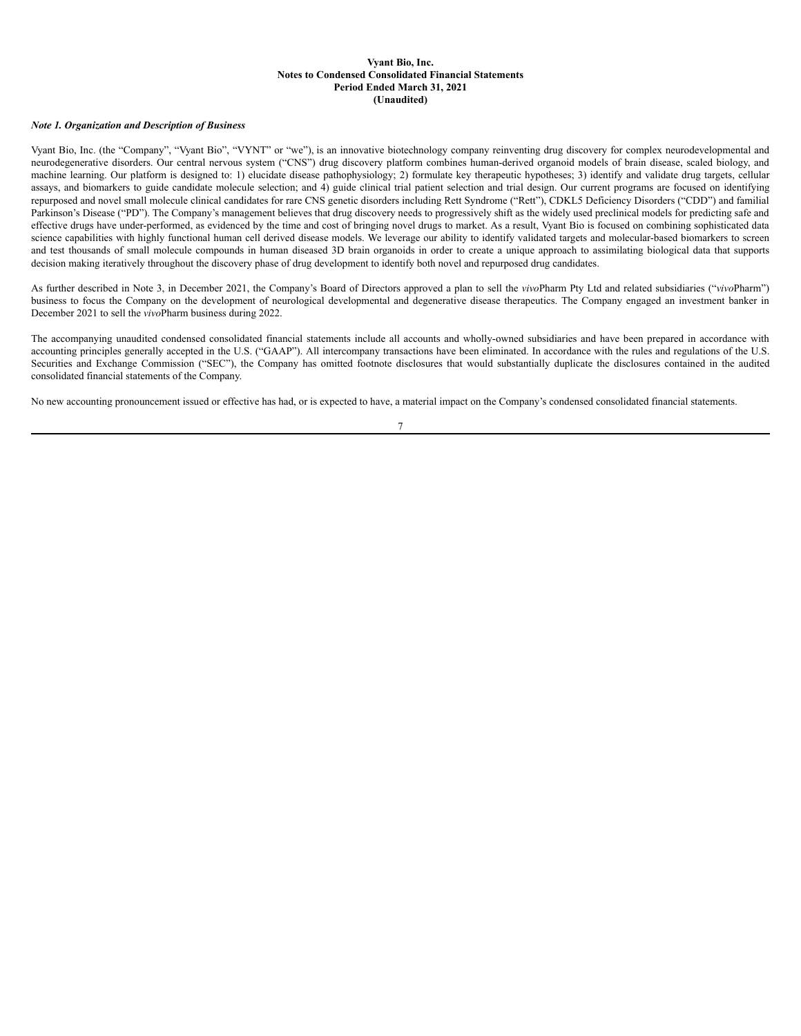**Vyant Bio, Inc.**
**Notes to Condensed Consolidated Financial Statements**
**Period Ended March 31, 2021**
**(Unaudited)**

***Note 1. Organization and Description of Business***

Vyant Bio, Inc. (the "Company", "Vyant Bio", "VYNT" or "we"), is an innovative biotechnology company reinventing drug discovery for complex neurodevelopmental and neurodegenerative disorders. Our central nervous system ("CNS") drug discovery platform combines human-derived organoid models of brain disease, scaled biology, and machine learning. Our platform is designed to: 1) elucidate disease pathophysiology; 2) formulate key therapeutic hypotheses; 3) identify and validate drug targets, cellular assays, and biomarkers to guide candidate molecule selection; and 4) guide clinical trial patient selection and trial design. Our current programs are focused on identifying repurposed and novel small molecule clinical candidates for rare CNS genetic disorders including Rett Syndrome ("Rett"), CDKL5 Deficiency Disorders ("CDD") and familial Parkinson's Disease ("PD"). The Company's management believes that drug discovery needs to progressively shift as the widely used preclinical models for predicting safe and effective drugs have under-performed, as evidenced by the time and cost of bringing novel drugs to market. As a result, Vyant Bio is focused on combining sophisticated data science capabilities with highly functional human cell derived disease models. We leverage our ability to identify validated targets and molecular-based biomarkers to screen and test thousands of small molecule compounds in human diseased 3D brain organoids in order to create a unique approach to assimilating biological data that supports decision making iteratively throughout the discovery phase of drug development to identify both novel and repurposed drug candidates.

As further described in Note 3, in December 2021, the Company's Board of Directors approved a plan to sell the *vivo*Pharm Pty Ltd and related subsidiaries ("*vivo*Pharm") business to focus the Company on the development of neurological developmental and degenerative disease therapeutics. The Company engaged an investment banker in December 2021 to sell the *vivo*Pharm business during 2022.

The accompanying unaudited condensed consolidated financial statements include all accounts and wholly-owned subsidiaries and have been prepared in accordance with accounting principles generally accepted in the U.S. ("GAAP"). All intercompany transactions have been eliminated. In accordance with the rules and regulations of the U.S. Securities and Exchange Commission ("SEC"), the Company has omitted footnote disclosures that would substantially duplicate the disclosures contained in the audited consolidated financial statements of the Company.

No new accounting pronouncement issued or effective has had, or is expected to have, a material impact on the Company's condensed consolidated financial statements.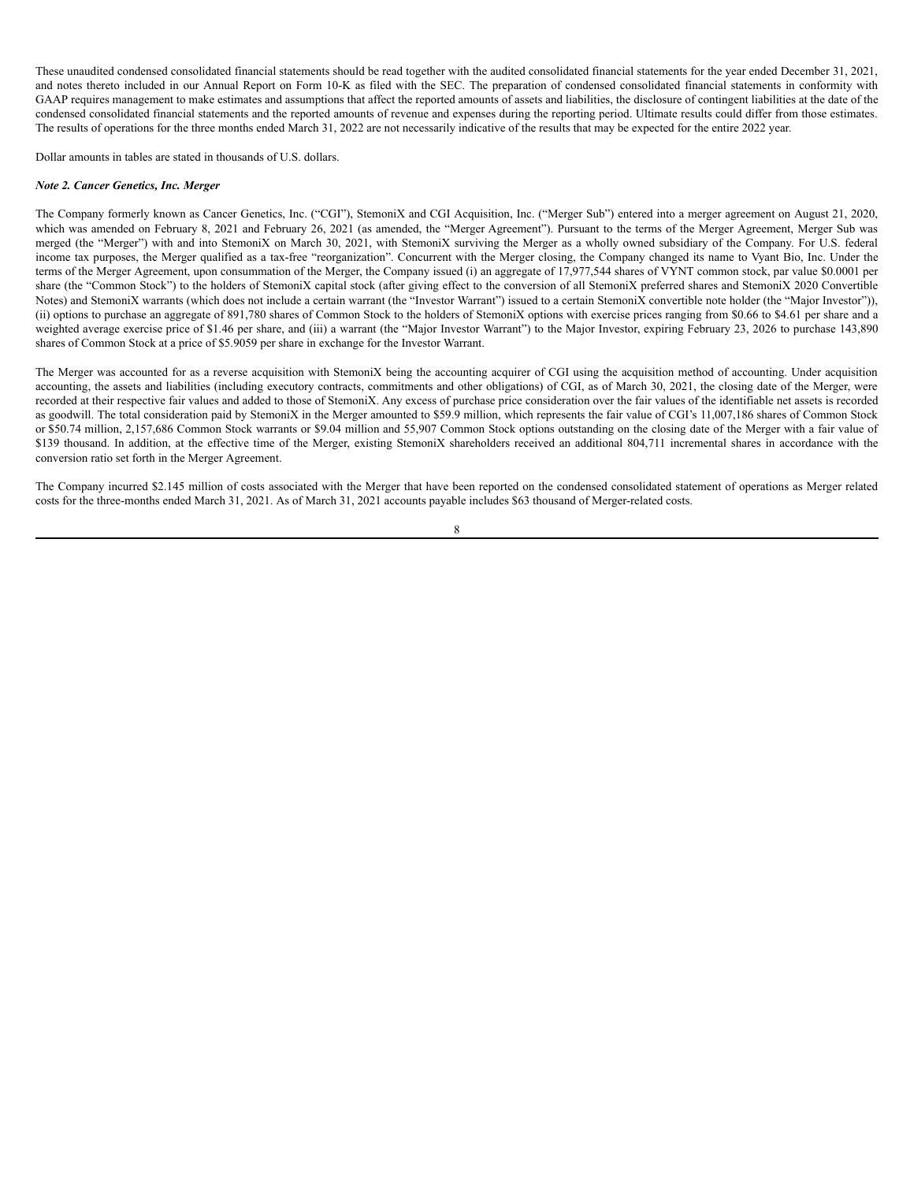These unaudited condensed consolidated financial statements should be read together with the audited consolidated financial statements for the year ended December 31, 2021, and notes thereto included in our Annual Report on Form 10-K as filed with the SEC. The preparation of condensed consolidated financial statements in conformity with GAAP requires management to make estimates and assumptions that affect the reported amounts of assets and liabilities, the disclosure of contingent liabilities at the date of the condensed consolidated financial statements and the reported amounts of revenue and expenses during the reporting period. Ultimate results could differ from those estimates. The results of operations for the three months ended March 31, 2022 are not necessarily indicative of the results that may be expected for the entire 2022 year.

Dollar amounts in tables are stated in thousands of U.S. dollars.

***Note 2. Cancer Genetics, Inc. Merger***

The Company formerly known as Cancer Genetics, Inc. (“CGI”), StemoniX and CGI Acquisition, Inc. (“Merger Sub”) entered into a merger agreement on August 21, 2020, which was amended on February 8, 2021 and February 26, 2021 (as amended, the “Merger Agreement”). Pursuant to the terms of the Merger Agreement, Merger Sub was merged (the “Merger”) with and into StemoniX on March 30, 2021, with StemoniX surviving the Merger as a wholly owned subsidiary of the Company. For U.S. federal income tax purposes, the Merger qualified as a tax-free “reorganization”. Concurrent with the Merger closing, the Company changed its name to Vyant Bio, Inc. Under the terms of the Merger Agreement, upon consummation of the Merger, the Company issued (i) an aggregate of 17,977,544 shares of VYNT common stock, par value $0.0001 per share (the “Common Stock”) to the holders of StemoniX capital stock (after giving effect to the conversion of all StemoniX preferred shares and StemoniX 2020 Convertible Notes) and StemoniX warrants (which does not include a certain warrant (the “Investor Warrant”) issued to a certain StemoniX convertible note holder (the “Major Investor”)), (ii) options to purchase an aggregate of 891,780 shares of Common Stock to the holders of StemoniX options with exercise prices ranging from $0.66 to $4.61 per share and a weighted average exercise price of $1.46 per share, and (iii) a warrant (the “Major Investor Warrant”) to the Major Investor, expiring February 23, 2026 to purchase 143,890 shares of Common Stock at a price of $5.9059 per share in exchange for the Investor Warrant.

The Merger was accounted for as a reverse acquisition with StemoniX being the accounting acquirer of CGI using the acquisition method of accounting. Under acquisition accounting, the assets and liabilities (including executory contracts, commitments and other obligations) of CGI, as of March 30, 2021, the closing date of the Merger, were recorded at their respective fair values and added to those of StemoniX. Any excess of purchase price consideration over the fair values of the identifiable net assets is recorded as goodwill. The total consideration paid by StemoniX in the Merger amounted to $59.9 million, which represents the fair value of CGI’s 11,007,186 shares of Common Stock or $50.74 million, 2,157,686 Common Stock warrants or $9.04 million and 55,907 Common Stock options outstanding on the closing date of the Merger with a fair value of $139 thousand. In addition, at the effective time of the Merger, existing StemoniX shareholders received an additional 804,711 incremental shares in accordance with the conversion ratio set forth in the Merger Agreement.

The Company incurred $2.145 million of costs associated with the Merger that have been reported on the condensed consolidated statement of operations as Merger related costs for the three-months ended March 31, 2021. As of March 31, 2021 accounts payable includes $63 thousand of Merger-related costs.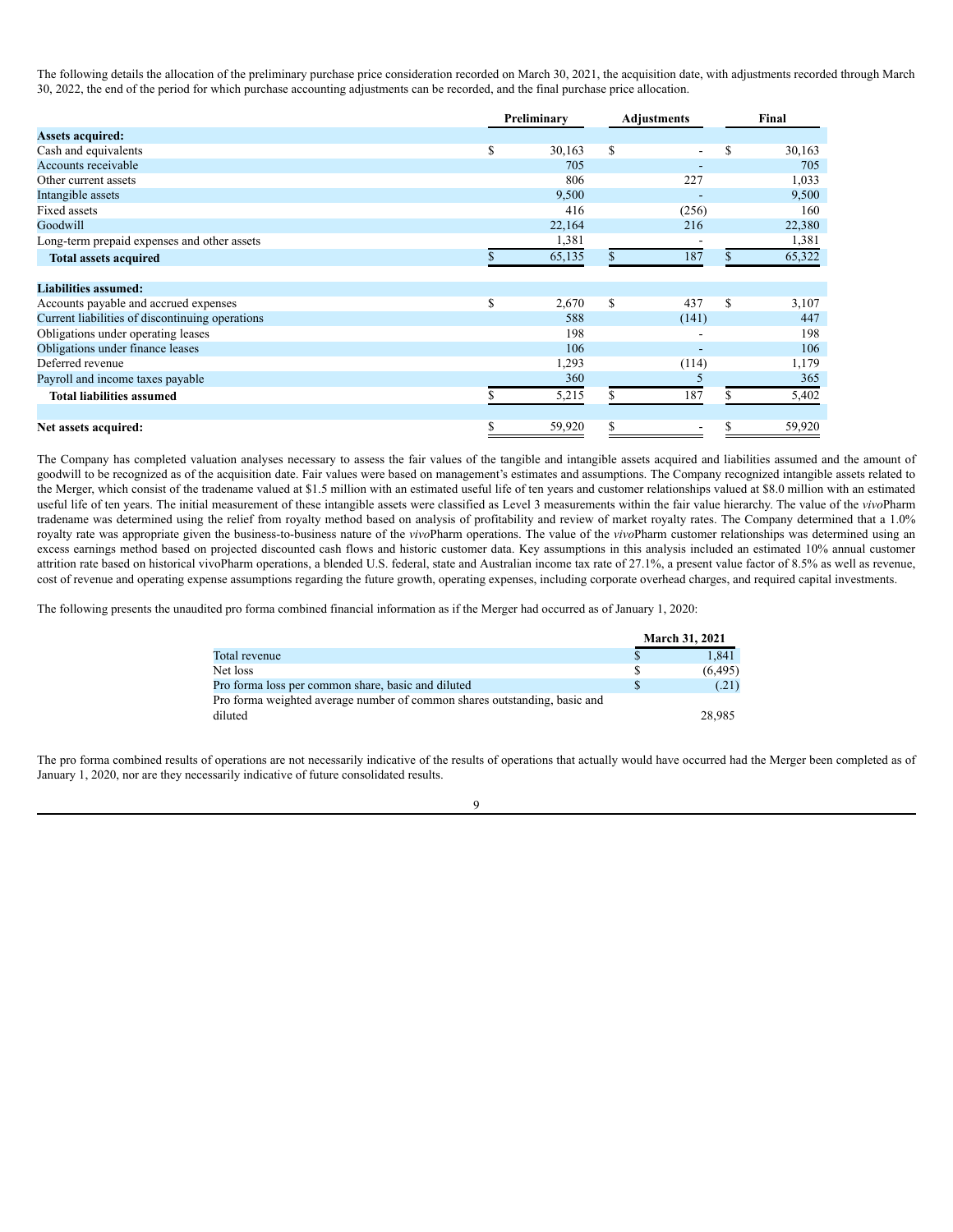The following details the allocation of the preliminary purchase price consideration recorded on March 30, 2021, the acquisition date, with adjustments recorded through March 30, 2022, the end of the period for which purchase accounting adjustments can be recorded, and the final purchase price allocation.

| | Preliminary | Adjustments | Final |
|---|---|---|---|
| **Assets acquired:** | | | |
| Cash and equivalents | $ 30,163 | $ - | $ 30,163 |
| Accounts receivable | 705 | - | 705 |
| Other current assets | 806 | 227 | 1,033 |
| Intangible assets | 9,500 | - | 9,500 |
| Fixed assets | 416 | (256) | 160 |
| Goodwill | 22,164 | 216 | 22,380 |
| Long-term prepaid expenses and other assets | 1,381 | - | 1,381 |
| **Total assets acquired** | $ 65,135 | $ 187 | $ 65,322 |
| | | | |
| **Liabilities assumed:** | | | |
| Accounts payable and accrued expenses | $ 2,670 | $ 437 | $ 3,107 |
| Current liabilities of discontinuing operations | 588 | (141) | 447 |
| Obligations under operating leases | 198 | - | 198 |
| Obligations under finance leases | 106 | - | 106 |
| Deferred revenue | 1,293 | (114) | 1,179 |
| Payroll and income taxes payable | 360 | 5 | 365 |
| **Total liabilities assumed** | $ 5,215 | $ 187 | $ 5,402 |
| | | | |
| **Net assets acquired:** | $ 59,920 | $ - | $ 59,920 |

The Company has completed valuation analyses necessary to assess the fair values of the tangible and intangible assets acquired and liabilities assumed and the amount of goodwill to be recognized as of the acquisition date. Fair values were based on management's estimates and assumptions. The Company recognized intangible assets related to the Merger, which consist of the tradename valued at $1.5 million with an estimated useful life of ten years and customer relationships valued at $8.0 million with an estimated useful life of ten years. The initial measurement of these intangible assets were classified as Level 3 measurements within the fair value hierarchy. The value of the *vivo*Pharm tradename was determined using the relief from royalty method based on analysis of profitability and review of market royalty rates. The Company determined that a 1.0% royalty rate was appropriate given the business-to-business nature of the *vivo*Pharm operations. The value of the *vivo*Pharm customer relationships was determined using an excess earnings method based on projected discounted cash flows and historic customer data. Key assumptions in this analysis included an estimated 10% annual customer attrition rate based on historical vivoPharm operations, a blended U.S. federal, state and Australian income tax rate of 27.1%, a present value factor of 8.5% as well as revenue, cost of revenue and operating expense assumptions regarding the future growth, operating expenses, including corporate overhead charges, and required capital investments.

The following presents the unaudited pro forma combined financial information as if the Merger had occurred as of January 1, 2020:

| | March 31, 2021 |
|---|---|
| Total revenue | $ 1,841 |
| Net loss | $ (6,495) |
| Pro forma loss per common share, basic and diluted | $ (.21) |
| Pro forma weighted average number of common shares outstanding, basic and diluted | 28,985 |

The pro forma combined results of operations are not necessarily indicative of the results of operations that actually would have occurred had the Merger been completed as of January 1, 2020, nor are they necessarily indicative of future consolidated results.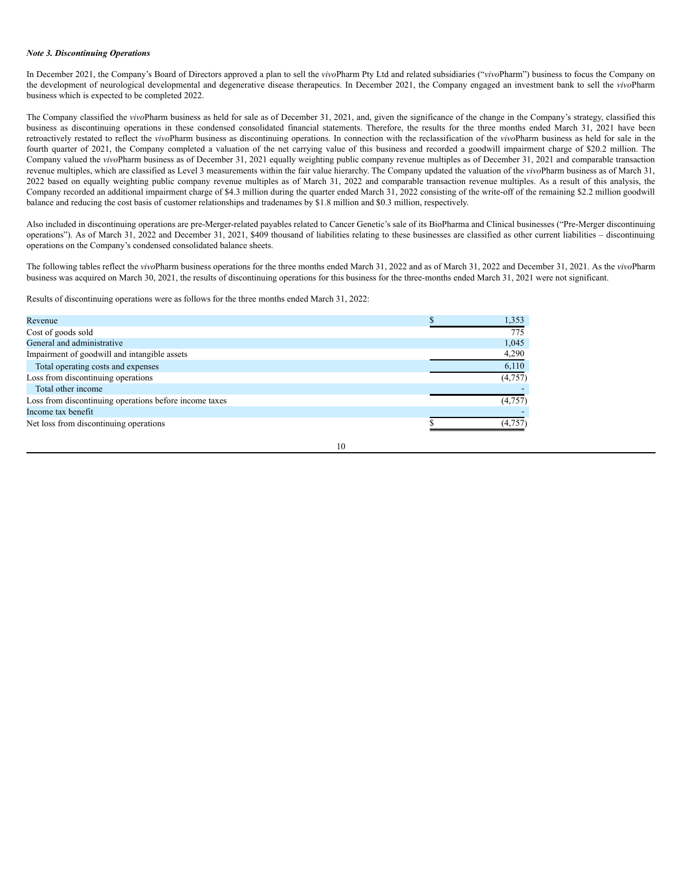***Note 3. Discontinuing Operations***

In December 2021, the Company's Board of Directors approved a plan to sell the *vivo*Pharm Pty Ltd and related subsidiaries ("*vivo*Pharm") business to focus the Company on the development of neurological developmental and degenerative disease therapeutics. In December 2021, the Company engaged an investment bank to sell the *vivo*Pharm business which is expected to be completed 2022.

The Company classified the *vivo*Pharm business as held for sale as of December 31, 2021, and, given the significance of the change in the Company's strategy, classified this business as discontinuing operations in these condensed consolidated financial statements. Therefore, the results for the three months ended March 31, 2021 have been retroactively restated to reflect the *vivo*Pharm business as discontinuing operations. In connection with the reclassification of the *vivo*Pharm business as held for sale in the fourth quarter of 2021, the Company completed a valuation of the net carrying value of this business and recorded a goodwill impairment charge of $20.2 million. The Company valued the *vivo*Pharm business as of December 31, 2021 equally weighting public company revenue multiples as of December 31, 2021 and comparable transaction revenue multiples, which are classified as Level 3 measurements within the fair value hierarchy. The Company updated the valuation of the *vivo*Pharm business as of March 31, 2022 based on equally weighting public company revenue multiples as of March 31, 2022 and comparable transaction revenue multiples. As a result of this analysis, the Company recorded an additional impairment charge of $4.3 million during the quarter ended March 31, 2022 consisting of the write-off of the remaining $2.2 million goodwill balance and reducing the cost basis of customer relationships and tradenames by $1.8 million and $0.3 million, respectively.

Also included in discontinuing operations are pre-Merger-related payables related to Cancer Genetic's sale of its BioPharma and Clinical businesses ("Pre-Merger discontinuing operations"). As of March 31, 2022 and December 31, 2021, $409 thousand of liabilities relating to these businesses are classified as other current liabilities – discontinuing operations on the Company's condensed consolidated balance sheets.

The following tables reflect the *vivo*Pharm business operations for the three months ended March 31, 2022 and as of March 31, 2022 and December 31, 2021. As the *vivo*Pharm business was acquired on March 30, 2021, the results of discontinuing operations for this business for the three-months ended March 31, 2021 were not significant.

Results of discontinuing operations were as follows for the three months ended March 31, 2022:

| | |
|---|---|
| Revenue | $ 1,353 |
| Cost of goods sold | 775 |
| General and administrative | 1,045 |
| Impairment of goodwill and intangible assets | 4,290 |
| Total operating costs and expenses | 6,110 |
| Loss from discontinuing operations | (4,757) |
| Total other income | - |
| Loss from discontinuing operations before income taxes | (4,757) |
| Income tax benefit | - |
| Net loss from discontinuing operations | $ (4,757) |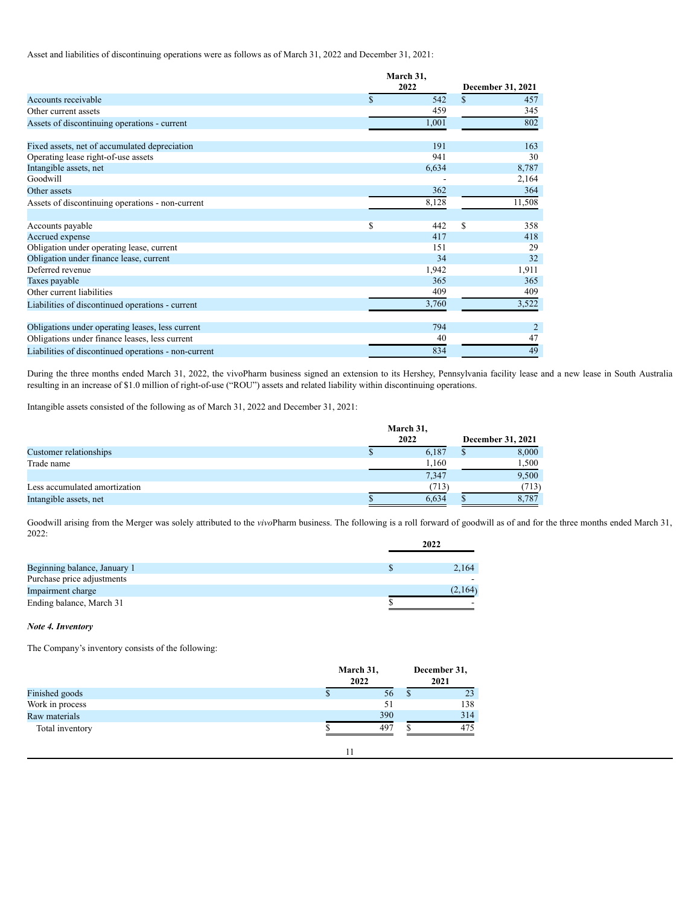Asset and liabilities of discontinuing operations were as follows as of March 31, 2022 and December 31, 2021:

| | March 31, 2022 | December 31, 2021 |
|---|---|---|
| Accounts receivable | $ 542 | $ 457 |
| Other current assets | 459 | 345 |
| Assets of discontinuing operations - current | 1,001 | 802 |
| | | |
| Fixed assets, net of accumulated depreciation | 191 | 163 |
| Operating lease right-of-use assets | 941 | 30 |
| Intangible assets, net | 6,634 | 8,787 |
| Goodwill | - | 2,164 |
| Other assets | 362 | 364 |
| Assets of discontinuing operations - non-current | 8,128 | 11,508 |
| | | |
| Accounts payable | $ 442 | $ 358 |
| Accrued expense | 417 | 418 |
| Obligation under operating lease, current | 151 | 29 |
| Obligation under finance lease, current | 34 | 32 |
| Deferred revenue | 1,942 | 1,911 |
| Taxes payable | 365 | 365 |
| Other current liabilities | 409 | 409 |
| Liabilities of discontinued operations - current | 3,760 | 3,522 |
| | | |
| Obligations under operating leases, less current | 794 | 2 |
| Obligations under finance leases, less current | 40 | 47 |
| Liabilities of discontinued operations - non-current | 834 | 49 |

During the three months ended March 31, 2022, the vivoPharm business signed an extension to its Hershey, Pennsylvania facility lease and a new lease in South Australia resulting in an increase of $1.0 million of right-of-use ("ROU") assets and related liability within discontinuing operations.

Intangible assets consisted of the following as of March 31, 2022 and December 31, 2021:

| | March 31, 2022 | December 31, 2021 |
|---|---|---|
| Customer relationships | $ 6,187 | $ 8,000 |
| Trade name | 1,160 | 1,500 |
| | 7,347 | 9,500 |
| Less accumulated amortization | (713) | (713) |
| Intangible assets, net | $ 6,634 | $ 8,787 |

Goodwill arising from the Merger was solely attributed to the *vivo*Pharm business. The following is a roll forward of goodwill as of and for the three months ended March 31, 2022:

| | 2022 |
|---|---|
| Beginning balance, January 1 | $ 2,164 |
| Purchase price adjustments | - |
| Impairment charge | (2,164) |
| Ending balance, March 31 | $ - |

***Note 4. Inventory***

The Company's inventory consists of the following:

| | March 31, 2022 | December 31, 2021 |
|---|---|---|
| Finished goods | $ 56 | $ 23 |
| Work in process | 51 | 138 |
| Raw materials | 390 | 314 |
| Total inventory | $ 497 | $ 475 |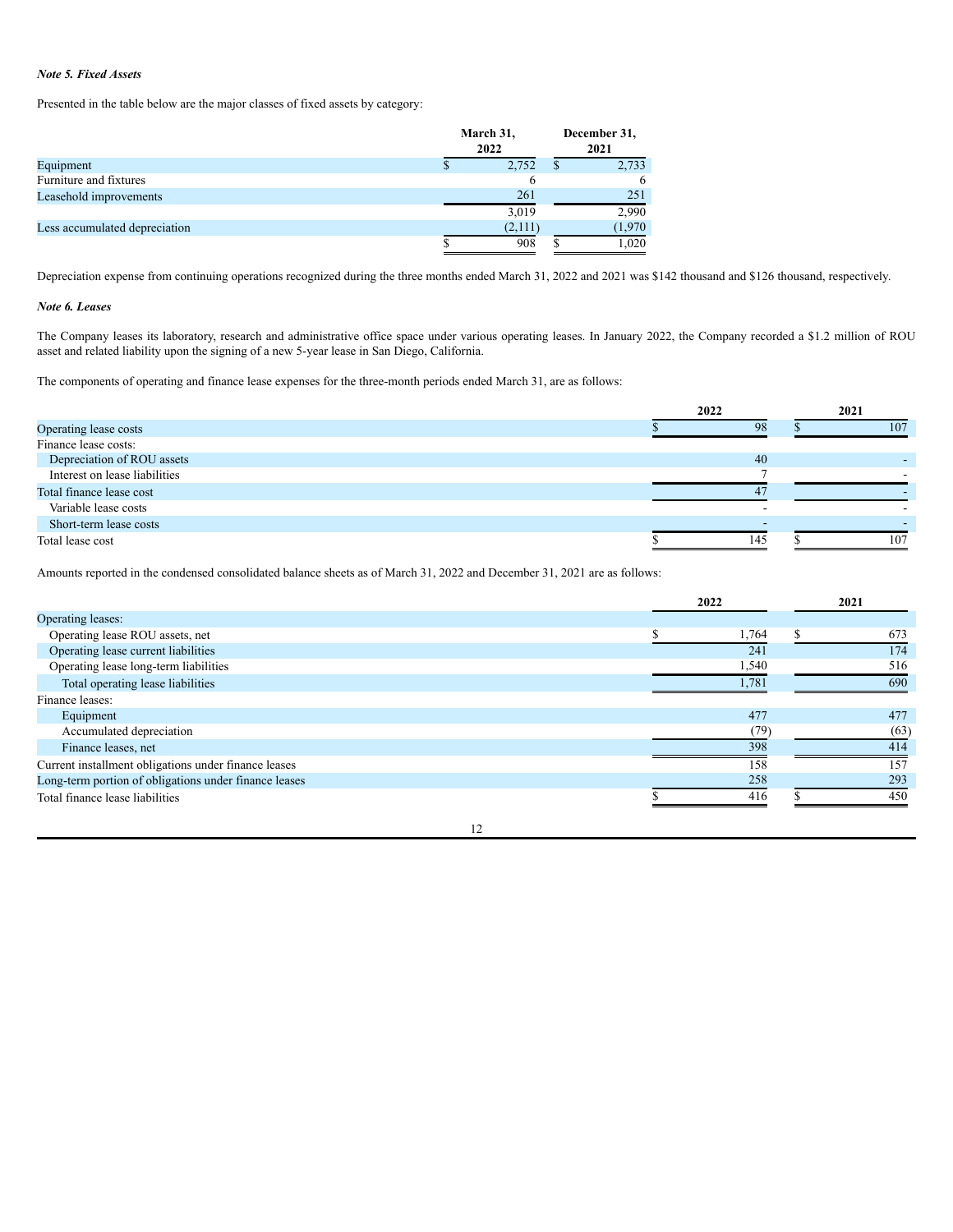*Note 5. Fixed Assets*

Presented in the table below are the major classes of fixed assets by category:

| | March 31, 2022 | December 31, 2021 |
|---|---|---|
| Equipment | $ 2,752 | $ 2,733 |
| Furniture and fixtures | 6 | 6 |
| Leasehold improvements | 261 | 251 |
| | 3,019 | 2,990 |
| Less accumulated depreciation | (2,111) | (1,970 |
| | $ 908 | $ 1,020 |

Depreciation expense from continuing operations recognized during the three months ended March 31, 2022 and 2021 was $142 thousand and $126 thousand, respectively.

*Note 6. Leases*

The Company leases its laboratory, research and administrative office space under various operating leases. In January 2022, the Company recorded a $1.2 million of ROU asset and related liability upon the signing of a new 5-year lease in San Diego, California.

The components of operating and finance lease expenses for the three-month periods ended March 31, are as follows:

| | 2022 | 2021 |
|---|---|---|
| Operating lease costs | $ 98 | $ 107 |
| Finance lease costs: | | |
| Depreciation of ROU assets | 40 | - |
| Interest on lease liabilities | 7 | - |
| Total finance lease cost | 47 | - |
| Variable lease costs | - | - |
| Short-term lease costs | - | - |
| Total lease cost | $ 145 | $ 107 |

Amounts reported in the condensed consolidated balance sheets as of March 31, 2022 and December 31, 2021 are as follows:

| | 2022 | 2021 |
|---|---|---|
| Operating leases: | | |
| Operating lease ROU assets, net | $ 1,764 | $ 673 |
| Operating lease current liabilities | 241 | 174 |
| Operating lease long-term liabilities | 1,540 | 516 |
| Total operating lease liabilities | 1,781 | 690 |
| Finance leases: | | |
| Equipment | 477 | 477 |
| Accumulated depreciation | (79) | (63) |
| Finance leases, net | 398 | 414 |
| Current installment obligations under finance leases | 158 | 157 |
| Long-term portion of obligations under finance leases | 258 | 293 |
| Total finance lease liabilities | $ 416 | $ 450 |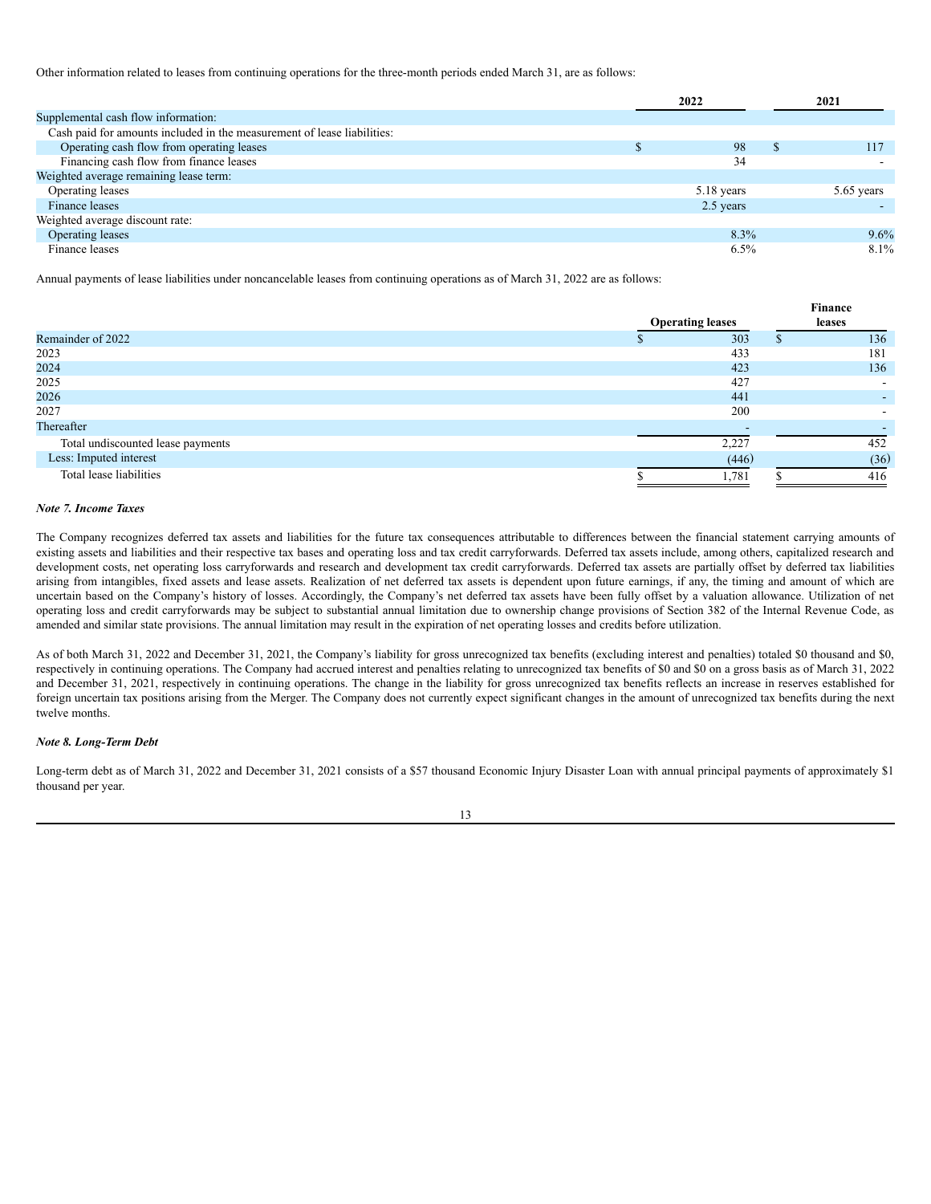Other information related to leases from continuing operations for the three-month periods ended March 31, are as follows:

| | 2022 | 2021 |
|---|---|---|
| Supplemental cash flow information: | | |
| Cash paid for amounts included in the measurement of lease liabilities: | | |
| Operating cash flow from operating leases | $ 98 | $ 117 |
| Financing cash flow from finance leases | 34 | - |
| Weighted average remaining lease term: | | |
| Operating leases | 5.18 years | 5.65 years |
| Finance leases | 2.5 years | - |
| Weighted average discount rate: | | |
| Operating leases | 8.3% | 9.6% |
| Finance leases | 6.5% | 8.1% |

Annual payments of lease liabilities under noncancelable leases from continuing operations as of March 31, 2022 are as follows:

| | Operating leases | Finance leases |
|---|---|---|
| Remainder of 2022 | $ 303 | $ 136 |
| 2023 | 433 | 181 |
| 2024 | 423 | 136 |
| 2025 | 427 | - |
| 2026 | 441 | - |
| 2027 | 200 | - |
| Thereafter | - | - |
| Total undiscounted lease payments | 2,227 | 452 |
| Less: Imputed interest | (446) | (36) |
| Total lease liabilities | $ 1,781 | $ 416 |

***Note 7. Income Taxes***

The Company recognizes deferred tax assets and liabilities for the future tax consequences attributable to differences between the financial statement carrying amounts of existing assets and liabilities and their respective tax bases and operating loss and tax credit carryforwards. Deferred tax assets include, among others, capitalized research and development costs, net operating loss carryforwards and research and development tax credit carryforwards. Deferred tax assets are partially offset by deferred tax liabilities arising from intangibles, fixed assets and lease assets. Realization of net deferred tax assets is dependent upon future earnings, if any, the timing and amount of which are uncertain based on the Company's history of losses. Accordingly, the Company's net deferred tax assets have been fully offset by a valuation allowance. Utilization of net operating loss and credit carryforwards may be subject to substantial annual limitation due to ownership change provisions of Section 382 of the Internal Revenue Code, as amended and similar state provisions. The annual limitation may result in the expiration of net operating losses and credits before utilization.

As of both March 31, 2022 and December 31, 2021, the Company's liability for gross unrecognized tax benefits (excluding interest and penalties) totaled $0 thousand and $0, respectively in continuing operations. The Company had accrued interest and penalties relating to unrecognized tax benefits of $0 and $0 on a gross basis as of March 31, 2022 and December 31, 2021, respectively in continuing operations. The change in the liability for gross unrecognized tax benefits reflects an increase in reserves established for foreign uncertain tax positions arising from the Merger. The Company does not currently expect significant changes in the amount of unrecognized tax benefits during the next twelve months.

***Note 8. Long-Term Debt***

Long-term debt as of March 31, 2022 and December 31, 2021 consists of a $57 thousand Economic Injury Disaster Loan with annual principal payments of approximately $1 thousand per year.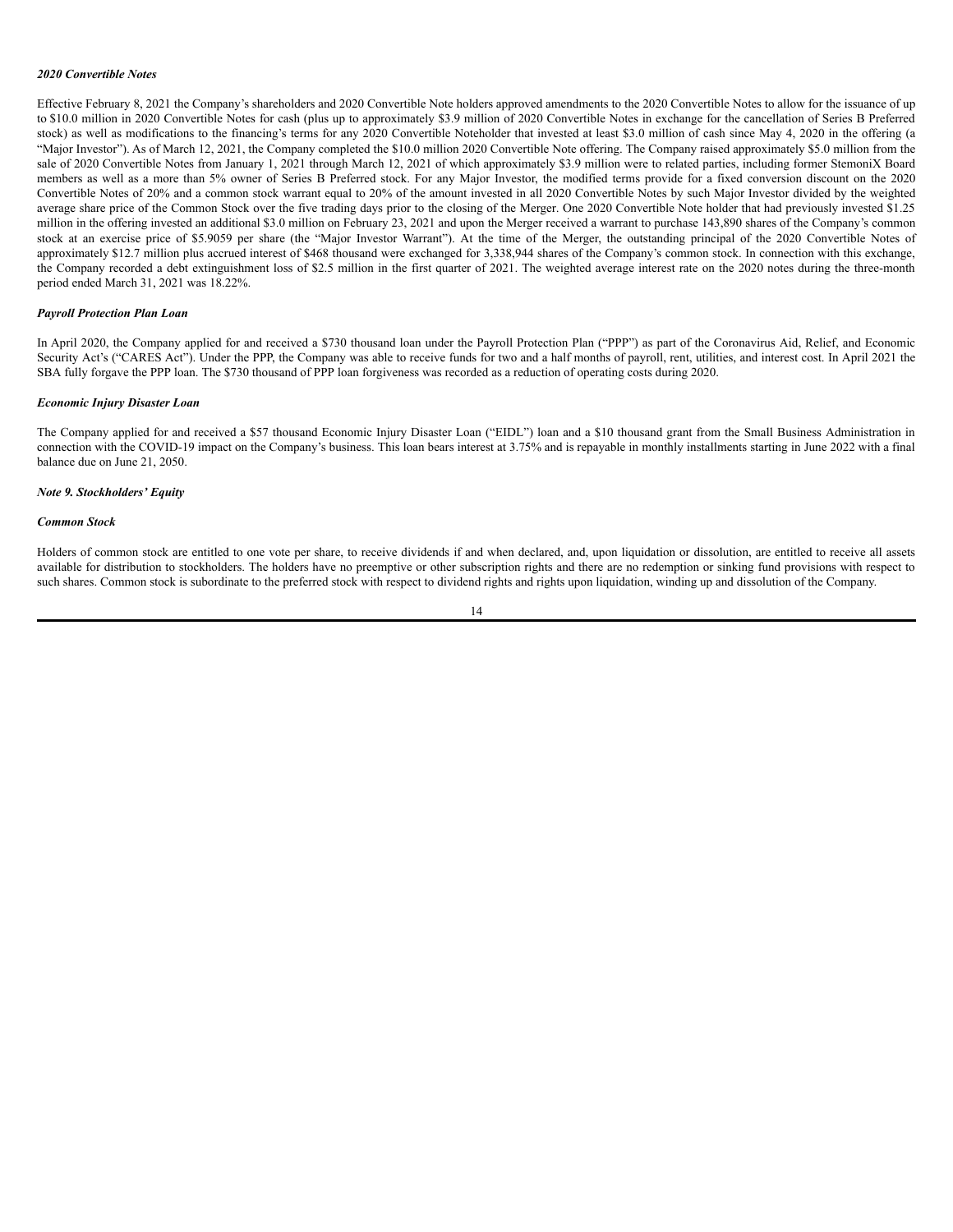***2020 Convertible Notes***

Effective February 8, 2021 the Company's shareholders and 2020 Convertible Note holders approved amendments to the 2020 Convertible Notes to allow for the issuance of up to $10.0 million in 2020 Convertible Notes for cash (plus up to approximately $3.9 million of 2020 Convertible Notes in exchange for the cancellation of Series B Preferred stock) as well as modifications to the financing's terms for any 2020 Convertible Noteholder that invested at least $3.0 million of cash since May 4, 2020 in the offering (a "Major Investor"). As of March 12, 2021, the Company completed the $10.0 million 2020 Convertible Note offering. The Company raised approximately $5.0 million from the sale of 2020 Convertible Notes from January 1, 2021 through March 12, 2021 of which approximately $3.9 million were to related parties, including former StemoniX Board members as well as a more than 5% owner of Series B Preferred stock. For any Major Investor, the modified terms provide for a fixed conversion discount on the 2020 Convertible Notes of 20% and a common stock warrant equal to 20% of the amount invested in all 2020 Convertible Notes by such Major Investor divided by the weighted average share price of the Common Stock over the five trading days prior to the closing of the Merger. One 2020 Convertible Note holder that had previously invested $1.25 million in the offering invested an additional $3.0 million on February 23, 2021 and upon the Merger received a warrant to purchase 143,890 shares of the Company's common stock at an exercise price of $5.9059 per share (the "Major Investor Warrant"). At the time of the Merger, the outstanding principal of the 2020 Convertible Notes of approximately $12.7 million plus accrued interest of $468 thousand were exchanged for 3,338,944 shares of the Company's common stock. In connection with this exchange, the Company recorded a debt extinguishment loss of $2.5 million in the first quarter of 2021. The weighted average interest rate on the 2020 notes during the three-month period ended March 31, 2021 was 18.22%.

***Payroll Protection Plan Loan***

In April 2020, the Company applied for and received a $730 thousand loan under the Payroll Protection Plan ("PPP") as part of the Coronavirus Aid, Relief, and Economic Security Act's ("CARES Act"). Under the PPP, the Company was able to receive funds for two and a half months of payroll, rent, utilities, and interest cost. In April 2021 the SBA fully forgave the PPP loan. The $730 thousand of PPP loan forgiveness was recorded as a reduction of operating costs during 2020.

***Economic Injury Disaster Loan***

The Company applied for and received a $57 thousand Economic Injury Disaster Loan ("EIDL") loan and a $10 thousand grant from the Small Business Administration in connection with the COVID-19 impact on the Company's business. This loan bears interest at 3.75% and is repayable in monthly installments starting in June 2022 with a final balance due on June 21, 2050.

***Note 9. Stockholders' Equity***

***Common Stock***

Holders of common stock are entitled to one vote per share, to receive dividends if and when declared, and, upon liquidation or dissolution, are entitled to receive all assets available for distribution to stockholders. The holders have no preemptive or other subscription rights and there are no redemption or sinking fund provisions with respect to such shares. Common stock is subordinate to the preferred stock with respect to dividend rights and rights upon liquidation, winding up and dissolution of the Company.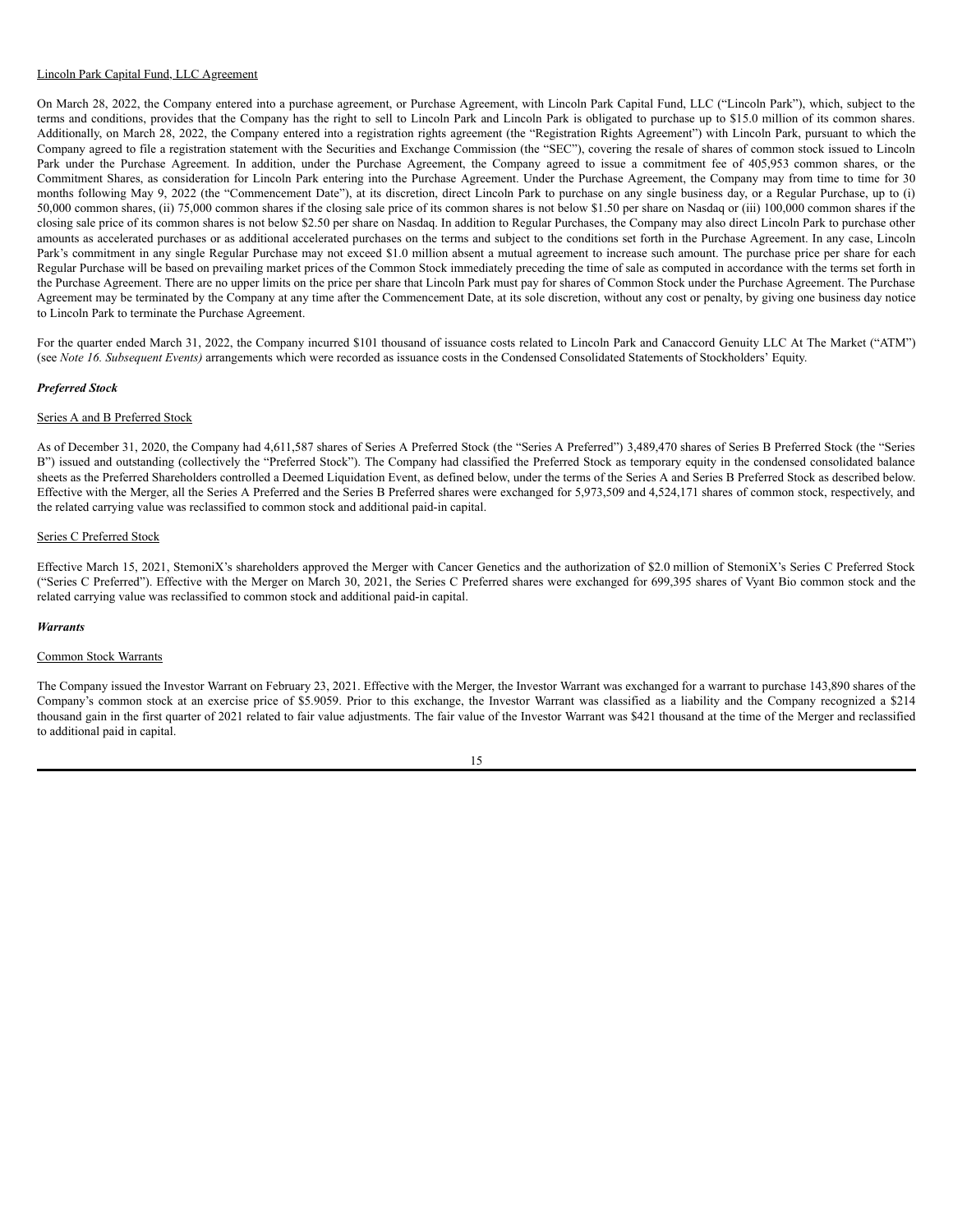Lincoln Park Capital Fund, LLC Agreement

On March 28, 2022, the Company entered into a purchase agreement, or Purchase Agreement, with Lincoln Park Capital Fund, LLC ("Lincoln Park"), which, subject to the terms and conditions, provides that the Company has the right to sell to Lincoln Park and Lincoln Park is obligated to purchase up to $15.0 million of its common shares. Additionally, on March 28, 2022, the Company entered into a registration rights agreement (the "Registration Rights Agreement") with Lincoln Park, pursuant to which the Company agreed to file a registration statement with the Securities and Exchange Commission (the "SEC"), covering the resale of shares of common stock issued to Lincoln Park under the Purchase Agreement. In addition, under the Purchase Agreement, the Company agreed to issue a commitment fee of 405,953 common shares, or the Commitment Shares, as consideration for Lincoln Park entering into the Purchase Agreement. Under the Purchase Agreement, the Company may from time to time for 30 months following May 9, 2022 (the "Commencement Date"), at its discretion, direct Lincoln Park to purchase on any single business day, or a Regular Purchase, up to (i) 50,000 common shares, (ii) 75,000 common shares if the closing sale price of its common shares is not below $1.50 per share on Nasdaq or (iii) 100,000 common shares if the closing sale price of its common shares is not below $2.50 per share on Nasdaq. In addition to Regular Purchases, the Company may also direct Lincoln Park to purchase other amounts as accelerated purchases or as additional accelerated purchases on the terms and subject to the conditions set forth in the Purchase Agreement. In any case, Lincoln Park's commitment in any single Regular Purchase may not exceed $1.0 million absent a mutual agreement to increase such amount. The purchase price per share for each Regular Purchase will be based on prevailing market prices of the Common Stock immediately preceding the time of sale as computed in accordance with the terms set forth in the Purchase Agreement. There are no upper limits on the price per share that Lincoln Park must pay for shares of Common Stock under the Purchase Agreement. The Purchase Agreement may be terminated by the Company at any time after the Commencement Date, at its sole discretion, without any cost or penalty, by giving one business day notice to Lincoln Park to terminate the Purchase Agreement.

For the quarter ended March 31, 2022, the Company incurred $101 thousand of issuance costs related to Lincoln Park and Canaccord Genuity LLC At The Market ("ATM") (see *Note 16. Subsequent Events)* arrangements which were recorded as issuance costs in the Condensed Consolidated Statements of Stockholders' Equity.

***Preferred Stock***

Series A and B Preferred Stock

As of December 31, 2020, the Company had 4,611,587 shares of Series A Preferred Stock (the "Series A Preferred") 3,489,470 shares of Series B Preferred Stock (the "Series B") issued and outstanding (collectively the "Preferred Stock"). The Company had classified the Preferred Stock as temporary equity in the condensed consolidated balance sheets as the Preferred Shareholders controlled a Deemed Liquidation Event, as defined below, under the terms of the Series A and Series B Preferred Stock as described below. Effective with the Merger, all the Series A Preferred and the Series B Preferred shares were exchanged for 5,973,509 and 4,524,171 shares of common stock, respectively, and the related carrying value was reclassified to common stock and additional paid-in capital.

Series C Preferred Stock

Effective March 15, 2021, StemoniX's shareholders approved the Merger with Cancer Genetics and the authorization of $2.0 million of StemoniX's Series C Preferred Stock ("Series C Preferred"). Effective with the Merger on March 30, 2021, the Series C Preferred shares were exchanged for 699,395 shares of Vyant Bio common stock and the related carrying value was reclassified to common stock and additional paid-in capital.

***Warrants***

Common Stock Warrants

The Company issued the Investor Warrant on February 23, 2021. Effective with the Merger, the Investor Warrant was exchanged for a warrant to purchase 143,890 shares of the Company's common stock at an exercise price of $5.9059. Prior to this exchange, the Investor Warrant was classified as a liability and the Company recognized a $214 thousand gain in the first quarter of 2021 related to fair value adjustments. The fair value of the Investor Warrant was $421 thousand at the time of the Merger and reclassified to additional paid in capital.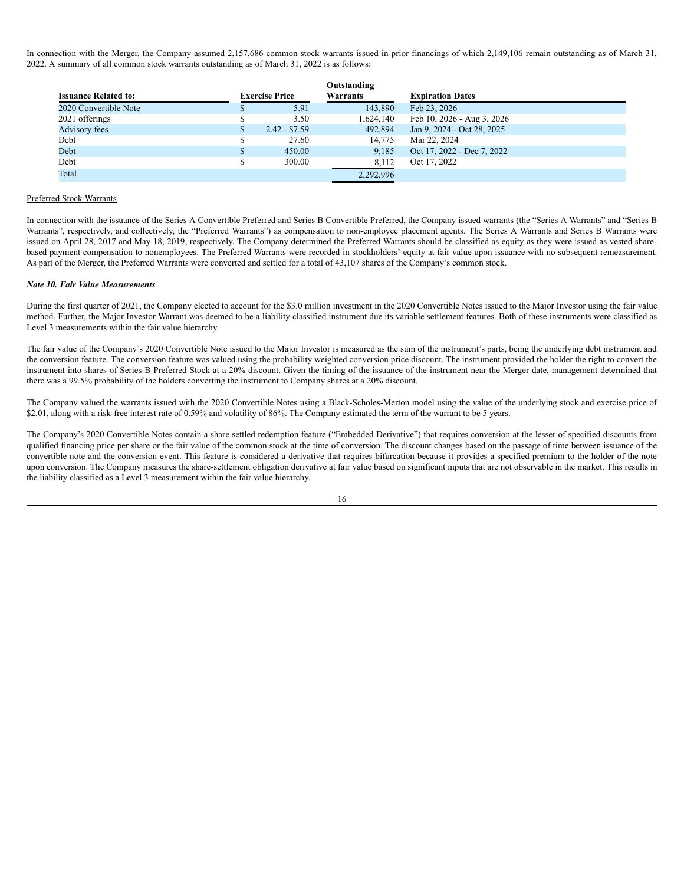In connection with the Merger, the Company assumed 2,157,686 common stock warrants issued in prior financings of which 2,149,106 remain outstanding as of March 31, 2022. A summary of all common stock warrants outstanding as of March 31, 2022 is as follows:

| Issuance Related to: | Exercise Price | Outstanding Warrants | Expiration Dates |
|---|---|---|---|
| 2020 Convertible Note | $ 5.91 | 143,890 | Feb 23, 2026 |
| 2021 offerings | $ 3.50 | 1,624,140 | Feb 10, 2026 - Aug 3, 2026 |
| Advisory fees | $ 2.42 - $7.59 | 492,894 | Jan 9, 2024 - Oct 28, 2025 |
| Debt | $ 27.60 | 14,775 | Mar 22, 2024 |
| Debt | $ 450.00 | 9,185 | Oct 17, 2022 - Dec 7, 2022 |
| Debt | $ 300.00 | 8,112 | Oct 17, 2022 |
| Total | | 2,292,996 | |

Preferred Stock Warrants

In connection with the issuance of the Series A Convertible Preferred and Series B Convertible Preferred, the Company issued warrants (the "Series A Warrants" and "Series B Warrants", respectively, and collectively, the "Preferred Warrants") as compensation to non-employee placement agents. The Series A Warrants and Series B Warrants were issued on April 28, 2017 and May 18, 2019, respectively. The Company determined the Preferred Warrants should be classified as equity as they were issued as vested share-based payment compensation to nonemployees. The Preferred Warrants were recorded in stockholders' equity at fair value upon issuance with no subsequent remeasurement. As part of the Merger, the Preferred Warrants were converted and settled for a total of 43,107 shares of the Company's common stock.

***Note 10. Fair Value Measurements***

During the first quarter of 2021, the Company elected to account for the $3.0 million investment in the 2020 Convertible Notes issued to the Major Investor using the fair value method. Further, the Major Investor Warrant was deemed to be a liability classified instrument due its variable settlement features. Both of these instruments were classified as Level 3 measurements within the fair value hierarchy.

The fair value of the Company's 2020 Convertible Note issued to the Major Investor is measured as the sum of the instrument's parts, being the underlying debt instrument and the conversion feature. The conversion feature was valued using the probability weighted conversion price discount. The instrument provided the holder the right to convert the instrument into shares of Series B Preferred Stock at a 20% discount. Given the timing of the issuance of the instrument near the Merger date, management determined that there was a 99.5% probability of the holders converting the instrument to Company shares at a 20% discount.

The Company valued the warrants issued with the 2020 Convertible Notes using a Black-Scholes-Merton model using the value of the underlying stock and exercise price of $2.01, along with a risk-free interest rate of 0.59% and volatility of 86%. The Company estimated the term of the warrant to be 5 years.

The Company's 2020 Convertible Notes contain a share settled redemption feature ("Embedded Derivative") that requires conversion at the lesser of specified discounts from qualified financing price per share or the fair value of the common stock at the time of conversion. The discount changes based on the passage of time between issuance of the convertible note and the conversion event. This feature is considered a derivative that requires bifurcation because it provides a specified premium to the holder of the note upon conversion. The Company measures the share-settlement obligation derivative at fair value based on significant inputs that are not observable in the market. This results in the liability classified as a Level 3 measurement within the fair value hierarchy.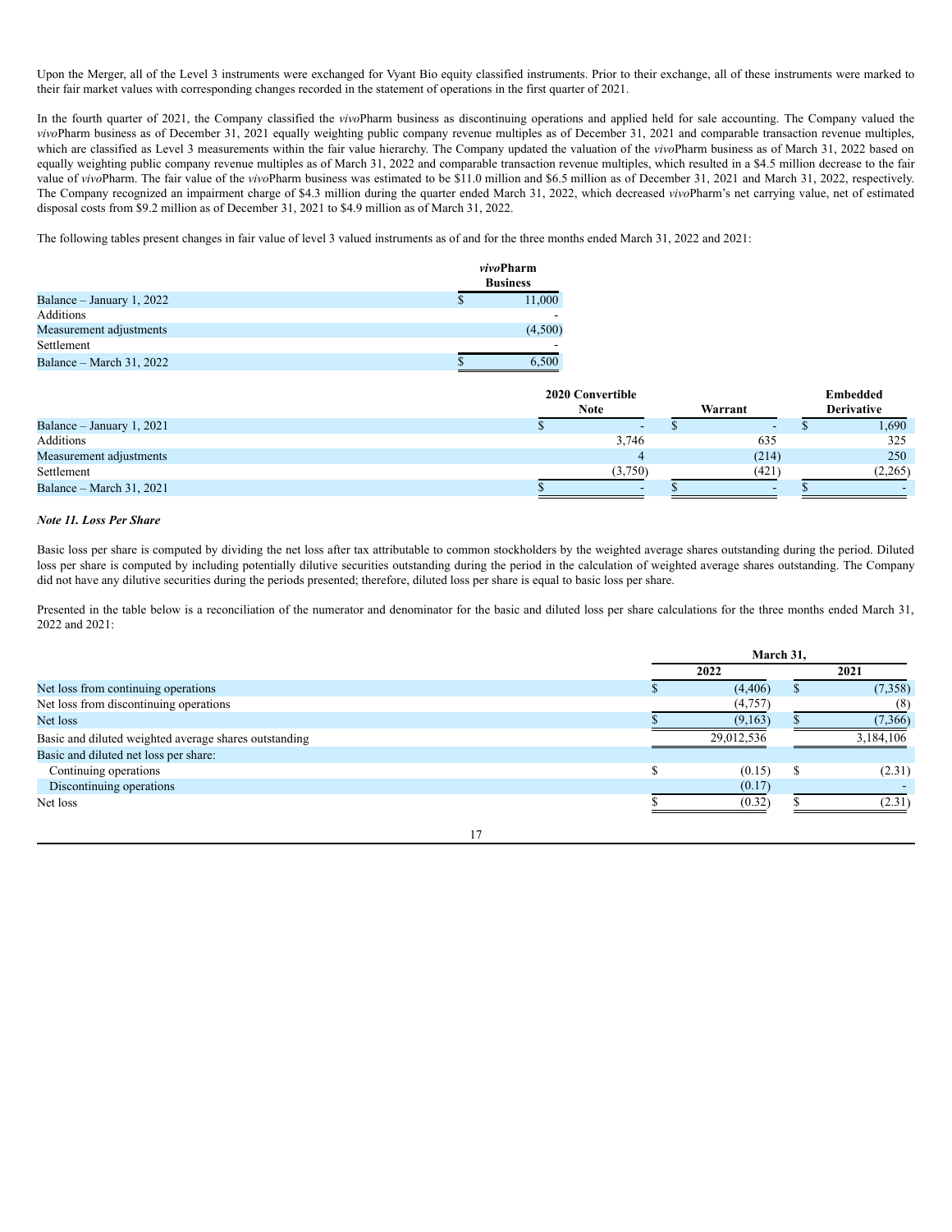Upon the Merger, all of the Level 3 instruments were exchanged for Vyant Bio equity classified instruments. Prior to their exchange, all of these instruments were marked to their fair market values with corresponding changes recorded in the statement of operations in the first quarter of 2021.

In the fourth quarter of 2021, the Company classified the *vivo*Pharm business as discontinuing operations and applied held for sale accounting. The Company valued the *vivo*Pharm business as of December 31, 2021 equally weighting public company revenue multiples as of December 31, 2021 and comparable transaction revenue multiples, which are classified as Level 3 measurements within the fair value hierarchy. The Company updated the valuation of the *vivo*Pharm business as of March 31, 2022 based on equally weighting public company revenue multiples as of March 31, 2022 and comparable transaction revenue multiples, which resulted in a $4.5 million decrease to the fair value of *vivo*Pharm. The fair value of the *vivo*Pharm business was estimated to be $11.0 million and $6.5 million as of December 31, 2021 and March 31, 2022, respectively. The Company recognized an impairment charge of $4.3 million during the quarter ended March 31, 2022, which decreased *vivo*Pharm's net carrying value, net of estimated disposal costs from $9.2 million as of December 31, 2021 to $4.9 million as of March 31, 2022.

The following tables present changes in fair value of level 3 valued instruments as of and for the three months ended March 31, 2022 and 2021:

| | *vivo*Pharm Business |
|---|---|
| Balance – January 1, 2022 | $ 11,000 |
| Additions | - |
| Measurement adjustments | (4,500) |
| Settlement | - |
| Balance – March 31, 2022 | $ 6,500 |

| | 2020 Convertible Note | Warrant | Embedded Derivative |
|---|---|---|---|
| Balance – January 1, 2021 | $ - | $ - | $ 1,690 |
| Additions | 3,746 | 635 | 325 |
| Measurement adjustments | 4 | (214) | 250 |
| Settlement | (3,750) | (421) | (2,265) |
| Balance – March 31, 2021 | $ - | $ - | $ - |

***Note 11. Loss Per Share***

Basic loss per share is computed by dividing the net loss after tax attributable to common stockholders by the weighted average shares outstanding during the period. Diluted loss per share is computed by including potentially dilutive securities outstanding during the period in the calculation of weighted average shares outstanding. The Company did not have any dilutive securities during the periods presented; therefore, diluted loss per share is equal to basic loss per share.

Presented in the table below is a reconciliation of the numerator and denominator for the basic and diluted loss per share calculations for the three months ended March 31, 2022 and 2021:

| | March 31, | |
|---|---|---|
| | 2022 | 2021 |
| Net loss from continuing operations | $ (4,406) | $ (7,358) |
| Net loss from discontinuing operations | (4,757) | (8) |
| Net loss | $ (9,163) | $ (7,366) |
| Basic and diluted weighted average shares outstanding | 29,012,536 | 3,184,106 |
| Basic and diluted net loss per share: | | |
| Continuing operations | $ (0.15) | $ (2.31) |
| Discontinuing operations | (0.17) | - |
| Net loss | $ (0.32) | $ (2.31) |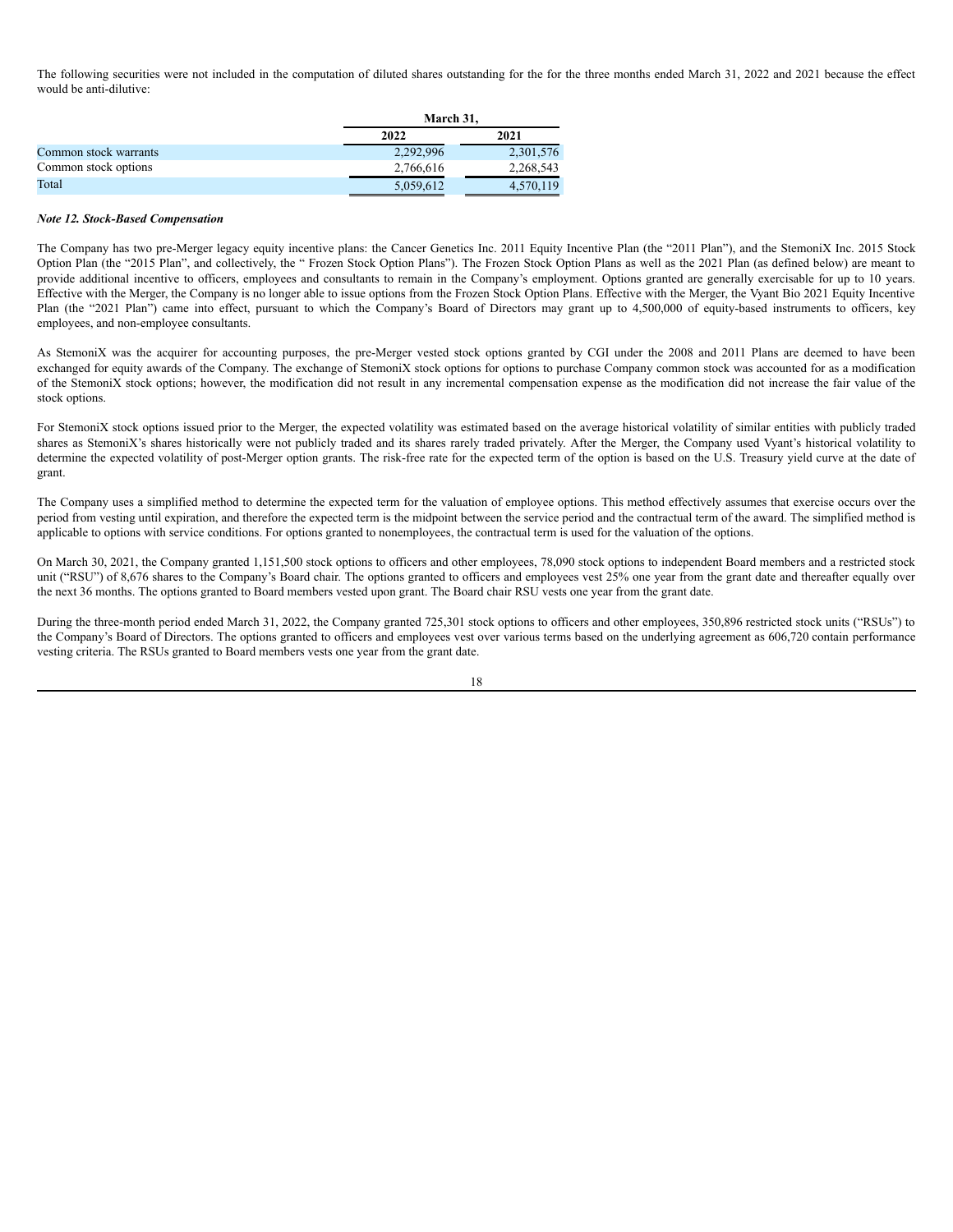The following securities were not included in the computation of diluted shares outstanding for the for the three months ended March 31, 2022 and 2021 because the effect would be anti-dilutive:

| | March 31, | |
|---|---|---|
| | 2022 | 2021 |
| Common stock warrants | 2,292,996 | 2,301,576 |
| Common stock options | 2,766,616 | 2,268,543 |
| Total | 5,059,612 | 4,570,119 |

***Note 12. Stock-Based Compensation***

The Company has two pre-Merger legacy equity incentive plans: the Cancer Genetics Inc. 2011 Equity Incentive Plan (the "2011 Plan"), and the StemoniX Inc. 2015 Stock Option Plan (the "2015 Plan", and collectively, the " Frozen Stock Option Plans"). The Frozen Stock Option Plans as well as the 2021 Plan (as defined below) are meant to provide additional incentive to officers, employees and consultants to remain in the Company's employment. Options granted are generally exercisable for up to 10 years. Effective with the Merger, the Company is no longer able to issue options from the Frozen Stock Option Plans. Effective with the Merger, the Vyant Bio 2021 Equity Incentive Plan (the "2021 Plan") came into effect, pursuant to which the Company's Board of Directors may grant up to 4,500,000 of equity-based instruments to officers, key employees, and non-employee consultants.

As StemoniX was the acquirer for accounting purposes, the pre-Merger vested stock options granted by CGI under the 2008 and 2011 Plans are deemed to have been exchanged for equity awards of the Company. The exchange of StemoniX stock options for options to purchase Company common stock was accounted for as a modification of the StemoniX stock options; however, the modification did not result in any incremental compensation expense as the modification did not increase the fair value of the stock options.

For StemoniX stock options issued prior to the Merger, the expected volatility was estimated based on the average historical volatility of similar entities with publicly traded shares as StemoniX's shares historically were not publicly traded and its shares rarely traded privately. After the Merger, the Company used Vyant's historical volatility to determine the expected volatility of post-Merger option grants. The risk-free rate for the expected term of the option is based on the U.S. Treasury yield curve at the date of grant.

The Company uses a simplified method to determine the expected term for the valuation of employee options. This method effectively assumes that exercise occurs over the period from vesting until expiration, and therefore the expected term is the midpoint between the service period and the contractual term of the award. The simplified method is applicable to options with service conditions. For options granted to nonemployees, the contractual term is used for the valuation of the options.

On March 30, 2021, the Company granted 1,151,500 stock options to officers and other employees, 78,090 stock options to independent Board members and a restricted stock unit ("RSU") of 8,676 shares to the Company's Board chair. The options granted to officers and employees vest 25% one year from the grant date and thereafter equally over the next 36 months. The options granted to Board members vested upon grant. The Board chair RSU vests one year from the grant date.

During the three-month period ended March 31, 2022, the Company granted 725,301 stock options to officers and other employees, 350,896 restricted stock units ("RSUs") to the Company's Board of Directors. The options granted to officers and employees vest over various terms based on the underlying agreement as 606,720 contain performance vesting criteria. The RSUs granted to Board members vests one year from the grant date.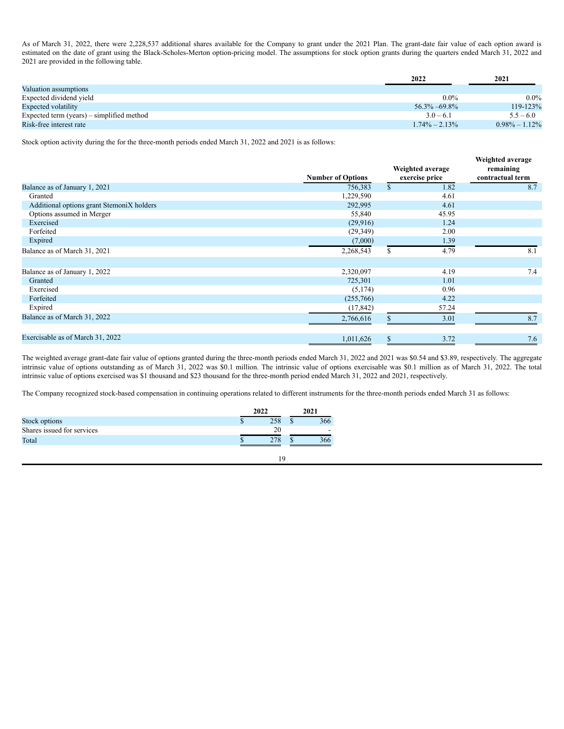As of March 31, 2022, there were 2,228,537 additional shares available for the Company to grant under the 2021 Plan. The grant-date fair value of each option award is estimated on the date of grant using the Black-Scholes-Merton option-pricing model. The assumptions for stock option grants during the quarters ended March 31, 2022 and 2021 are provided in the following table.

| | 2022 | 2021 |
|---|---|---|
| Valuation assumptions | | |
| Expected dividend yield | 0.0% | 0.0% |
| Expected volatility | 56.3% –69.8% | 119-123% |
| Expected term (years) – simplified method | 3.0 – 6.1 | 5.5 – 6.0 |
| Risk-free interest rate | 1.74% – 2.13% | 0.98% – 1.12% |

Stock option activity during the for the three-month periods ended March 31, 2022 and 2021 is as follows:

| | Number of Options | Weighted average exercise price | Weighted average remaining contractual term |
|---|---|---|---|
| Balance as of January 1, 2021 | 756,383 | $ 1.82 | 8.7 |
| Granted | 1,229,590 | 4.61 | |
| Additional options grant StemoniX holders | 292,995 | 4.61 | |
| Options assumed in Merger | 55,840 | 45.95 | |
| Exercised | (29,916) | 1.24 | |
| Forfeited | (29,349) | 2.00 | |
| Expired | (7,000) | 1.39 | |
| Balance as of March 31, 2021 | 2,268,543 | $ 4.79 | 8.1 |
| | | | |
| Balance as of January 1, 2022 | 2,320,097 | 4.19 | 7.4 |
| Granted | 725,301 | 1.01 | |
| Exercised | (5,174) | 0.96 | |
| Forfeited | (255,766) | 4.22 | |
| Expired | (17,842) | 57.24 | |
| Balance as of March 31, 2022 | 2,766,616 | $ 3.01 | 8.7 |
| | | | |
| Exercisable as of March 31, 2022 | 1,011,626 | $ 3.72 | 7.6 |

The weighted average grant-date fair value of options granted during the three-month periods ended March 31, 2022 and 2021 was $0.54 and $3.89, respectively. The aggregate intrinsic value of options outstanding as of March 31, 2022 was $0.1 million. The intrinsic value of options exercisable was $0.1 million as of March 31, 2022. The total intrinsic value of options exercised was $1 thousand and $23 thousand for the three-month period ended March 31, 2022 and 2021, respectively.

The Company recognized stock-based compensation in continuing operations related to different instruments for the three-month periods ended March 31 as follows:

| | 2022 | 2021 |
|---|---|---|
| Stock options | $ 258 | $ 366 |
| Shares issued for services | 20 | - |
| Total | $ 278 | $ 366 |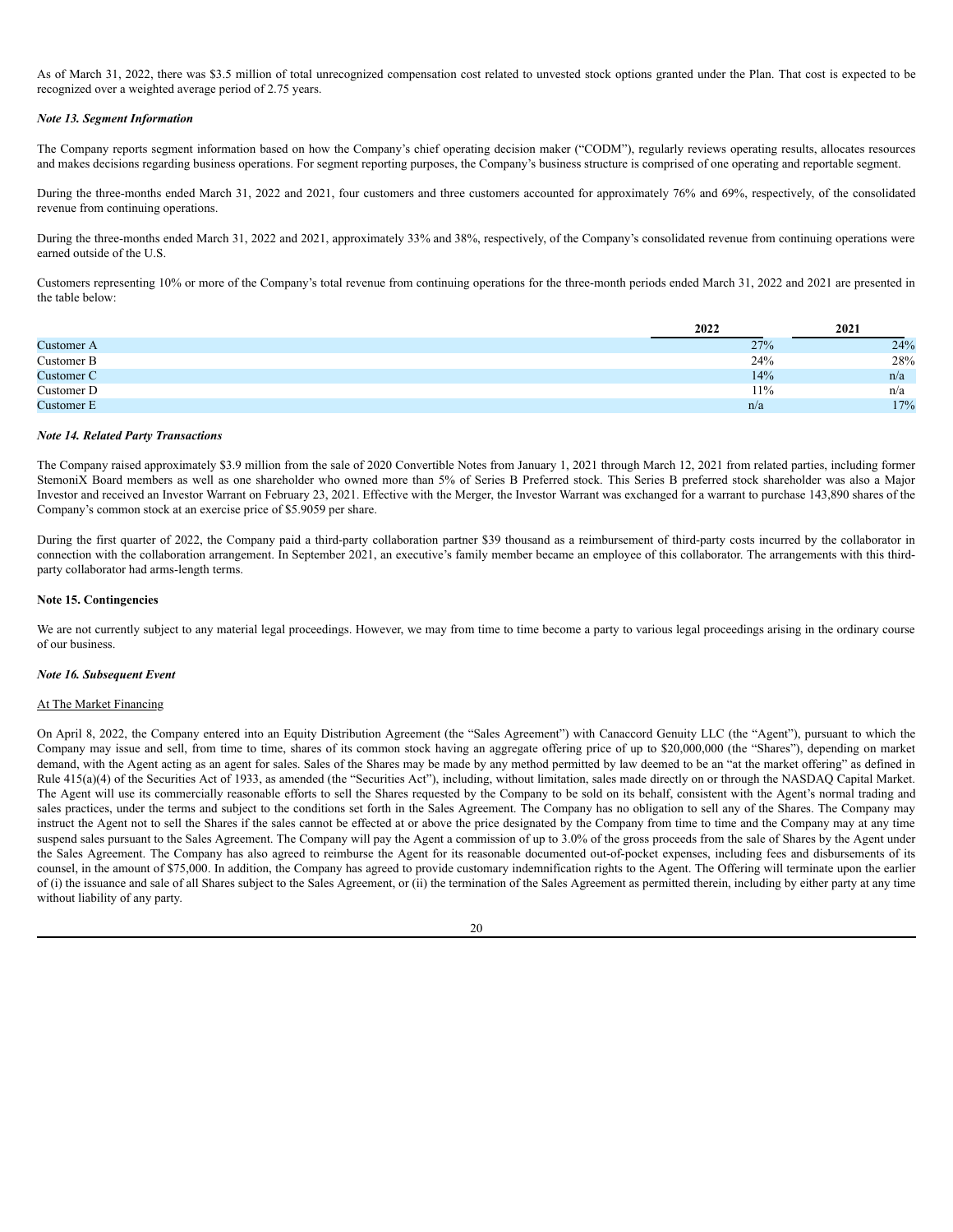As of March 31, 2022, there was $3.5 million of total unrecognized compensation cost related to unvested stock options granted under the Plan. That cost is expected to be recognized over a weighted average period of 2.75 years.

***Note 13. Segment Information***

The Company reports segment information based on how the Company's chief operating decision maker ("CODM"), regularly reviews operating results, allocates resources and makes decisions regarding business operations. For segment reporting purposes, the Company's business structure is comprised of one operating and reportable segment.

During the three-months ended March 31, 2022 and 2021, four customers and three customers accounted for approximately 76% and 69%, respectively, of the consolidated revenue from continuing operations.

During the three-months ended March 31, 2022 and 2021, approximately 33% and 38%, respectively, of the Company's consolidated revenue from continuing operations were earned outside of the U.S.

Customers representing 10% or more of the Company's total revenue from continuing operations for the three-month periods ended March 31, 2022 and 2021 are presented in the table below:

| | 2022 | 2021 |
|---|---|---|
| Customer A | 27% | 24% |
| Customer B | 24% | 28% |
| Customer C | 14% | n/a |
| Customer D | 11% | n/a |
| Customer E | n/a | 17% |

***Note 14. Related Party Transactions***

The Company raised approximately $3.9 million from the sale of 2020 Convertible Notes from January 1, 2021 through March 12, 2021 from related parties, including former StemoniX Board members as well as one shareholder who owned more than 5% of Series B Preferred stock. This Series B preferred stock shareholder was also a Major Investor and received an Investor Warrant on February 23, 2021. Effective with the Merger, the Investor Warrant was exchanged for a warrant to purchase 143,890 shares of the Company's common stock at an exercise price of $5.9059 per share.

During the first quarter of 2022, the Company paid a third-party collaboration partner $39 thousand as a reimbursement of third-party costs incurred by the collaborator in connection with the collaboration arrangement. In September 2021, an executive's family member became an employee of this collaborator. The arrangements with this third-party collaborator had arms-length terms.

**Note 15. Contingencies**

We are not currently subject to any material legal proceedings. However, we may from time to time become a party to various legal proceedings arising in the ordinary course of our business.

***Note 16. Subsequent Event***

At The Market Financing

On April 8, 2022, the Company entered into an Equity Distribution Agreement (the "Sales Agreement") with Canaccord Genuity LLC (the "Agent"), pursuant to which the Company may issue and sell, from time to time, shares of its common stock having an aggregate offering price of up to $20,000,000 (the "Shares"), depending on market demand, with the Agent acting as an agent for sales. Sales of the Shares may be made by any method permitted by law deemed to be an "at the market offering" as defined in Rule 415(a)(4) of the Securities Act of 1933, as amended (the "Securities Act"), including, without limitation, sales made directly on or through the NASDAQ Capital Market. The Agent will use its commercially reasonable efforts to sell the Shares requested by the Company to be sold on its behalf, consistent with the Agent's normal trading and sales practices, under the terms and subject to the conditions set forth in the Sales Agreement. The Company has no obligation to sell any of the Shares. The Company may instruct the Agent not to sell the Shares if the sales cannot be effected at or above the price designated by the Company from time to time and the Company may at any time suspend sales pursuant to the Sales Agreement. The Company will pay the Agent a commission of up to 3.0% of the gross proceeds from the sale of Shares by the Agent under the Sales Agreement. The Company has also agreed to reimburse the Agent for its reasonable documented out-of-pocket expenses, including fees and disbursements of its counsel, in the amount of $75,000. In addition, the Company has agreed to provide customary indemnification rights to the Agent. The Offering will terminate upon the earlier of (i) the issuance and sale of all Shares subject to the Sales Agreement, or (ii) the termination of the Sales Agreement as permitted therein, including by either party at any time without liability of any party.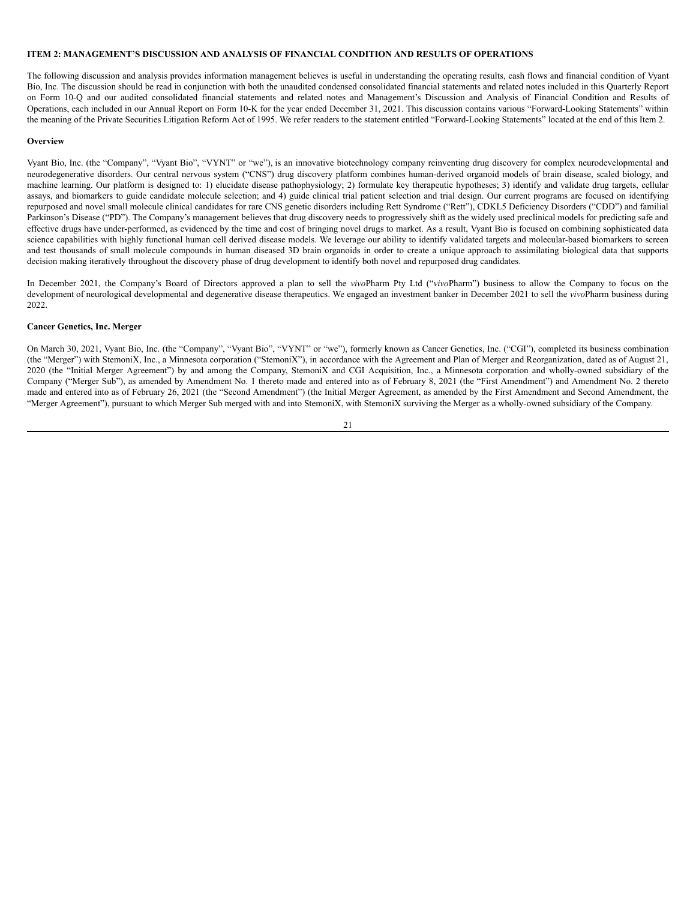## ITEM 2: MANAGEMENT'S DISCUSSION AND ANALYSIS OF FINANCIAL CONDITION AND RESULTS OF OPERATIONS

The following discussion and analysis provides information management believes is useful in understanding the operating results, cash flows and financial condition of Vyant Bio, Inc. The discussion should be read in conjunction with both the unaudited condensed consolidated financial statements and related notes included in this Quarterly Report on Form 10-Q and our audited consolidated financial statements and related notes and Management's Discussion and Analysis of Financial Condition and Results of Operations, each included in our Annual Report on Form 10-K for the year ended December 31, 2021. This discussion contains various "Forward-Looking Statements" within the meaning of the Private Securities Litigation Reform Act of 1995. We refer readers to the statement entitled "Forward-Looking Statements" located at the end of this Item 2.

### Overview

Vyant Bio, Inc. (the "Company", "Vyant Bio", "VYNT" or "we"), is an innovative biotechnology company reinventing drug discovery for complex neurodevelopmental and neurodegenerative disorders. Our central nervous system ("CNS") drug discovery platform combines human-derived organoid models of brain disease, scaled biology, and machine learning. Our platform is designed to: 1) elucidate disease pathophysiology; 2) formulate key therapeutic hypotheses; 3) identify and validate drug targets, cellular assays, and biomarkers to guide candidate molecule selection; and 4) guide clinical trial patient selection and trial design. Our current programs are focused on identifying repurposed and novel small molecule clinical candidates for rare CNS genetic disorders including Rett Syndrome ("Rett"), CDKL5 Deficiency Disorders ("CDD") and familial Parkinson's Disease ("PD"). The Company's management believes that drug discovery needs to progressively shift as the widely used preclinical models for predicting safe and effective drugs have under-performed, as evidenced by the time and cost of bringing novel drugs to market. As a result, Vyant Bio is focused on combining sophisticated data science capabilities with highly functional human cell derived disease models. We leverage our ability to identify validated targets and molecular-based biomarkers to screen and test thousands of small molecule compounds in human diseased 3D brain organoids in order to create a unique approach to assimilating biological data that supports decision making iteratively throughout the discovery phase of drug development to identify both novel and repurposed drug candidates.

In December 2021, the Company's Board of Directors approved a plan to sell the *vivo*Pharm Pty Ltd ("*vivo*Pharm") business to allow the Company to focus on the development of neurological developmental and degenerative disease therapeutics. We engaged an investment banker in December 2021 to sell the *vivo*Pharm business during 2022.

### Cancer Genetics, Inc. Merger

On March 30, 2021, Vyant Bio, Inc. (the "Company", "Vyant Bio", "VYNT" or "we"), formerly known as Cancer Genetics, Inc. ("CGI"), completed its business combination (the "Merger") with StemoniX, Inc., a Minnesota corporation ("StemoniX"), in accordance with the Agreement and Plan of Merger and Reorganization, dated as of August 21, 2020 (the "Initial Merger Agreement") by and among the Company, StemoniX and CGI Acquisition, Inc., a Minnesota corporation and wholly-owned subsidiary of the Company ("Merger Sub"), as amended by Amendment No. 1 thereto made and entered into as of February 8, 2021 (the "First Amendment") and Amendment No. 2 thereto made and entered into as of February 26, 2021 (the "Second Amendment") (the Initial Merger Agreement, as amended by the First Amendment and Second Amendment, the "Merger Agreement"), pursuant to which Merger Sub merged with and into StemoniX, with StemoniX surviving the Merger as a wholly-owned subsidiary of the Company.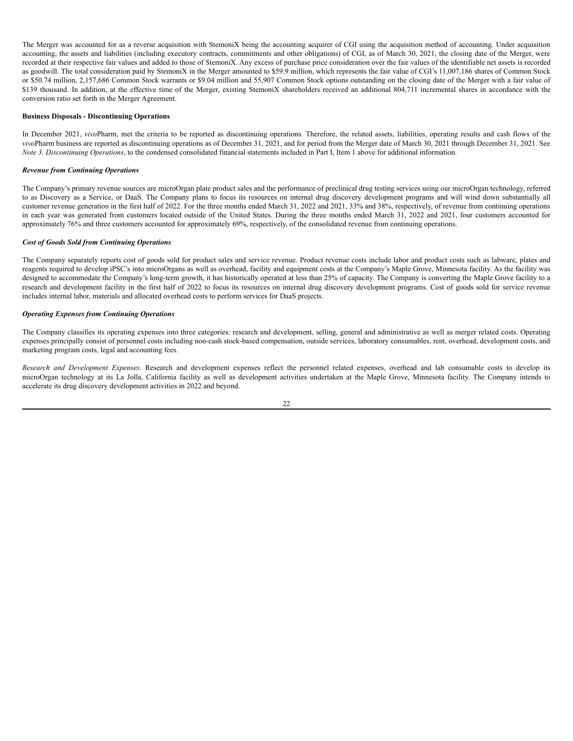The Merger was accounted for as a reverse acquisition with StemoniX being the accounting acquirer of CGI using the acquisition method of accounting. Under acquisition accounting, the assets and liabilities (including executory contracts, commitments and other obligations) of CGI, as of March 30, 2021, the closing date of the Merger, were recorded at their respective fair values and added to those of StemoniX. Any excess of purchase price consideration over the fair values of the identifiable net assets is recorded as goodwill. The total consideration paid by StemoniX in the Merger amounted to $59.9 million, which represents the fair value of CGI's 11,007,186 shares of Common Stock or $50.74 million, 2,157,686 Common Stock warrants or $9.04 million and 55,907 Common Stock options outstanding on the closing date of the Merger with a fair value of $139 thousand. In addition, at the effective time of the Merger, existing StemoniX shareholders received an additional 804,711 incremental shares in accordance with the conversion ratio set forth in the Merger Agreement.

**Business Disposals - Discontinuing Operations**

In December 2021, *vivo*Pharm, met the criteria to be reported as discontinuing operations. Therefore, the related assets, liabilities, operating results and cash flows of the *vivo*Pharm business are reported as discontinuing operations as of December 31, 2021, and for period from the Merger date of March 30, 2021 through December 31, 2021. See *Note 3. Discontinuing Operations*, to the condensed consolidated financial statements included in Part I, Item 1 above for additional information.

***Revenue from Continuing Operations***

The Company's primary revenue sources are microOrgan plate product sales and the performance of preclinical drug testing services using our microOrgan technology, referred to as Discovery as a Service, or DaaS. The Company plans to focus its resources on internal drug discovery development programs and will wind down substantially all customer revenue generation in the first half of 2022. For the three months ended March 31, 2022 and 2021, 33% and 38%, respectively, of revenue from continuing operations in each year was generated from customers located outside of the United States. During the three months ended March 31, 2022 and 2021, four customers accounted for approximately 76% and three customers accounted for approximately 69%, respectively, of the consolidated revenue from continuing operations.

***Cost of Goods Sold from Continuing Operations***

The Company separately reports cost of goods sold for product sales and service revenue. Product revenue costs include labor and product costs such as labware, plates and reagents required to develop iPSC's into microOrgans as well as overhead, facility and equipment costs at the Company's Maple Grove, Minnesota facility. As the facility was designed to accommodate the Company's long-term growth, it has historically operated at less than 25% of capacity. The Company is converting the Maple Grove facility to a research and development facility in the first half of 2022 to focus its resources on internal drug discovery development programs. Cost of goods sold for service revenue includes internal labor, materials and allocated overhead costs to perform services for DaaS projects.

***Operating Expenses from Continuing Operations***

The Company classifies its operating expenses into three categories: research and development, selling, general and administrative as well as merger related costs. Operating expenses principally consist of personnel costs including non-cash stock-based compensation, outside services, laboratory consumables, rent, overhead, development costs, and marketing program costs, legal and accounting fees.

*Research and Development Expenses.* Research and development expenses reflect the personnel related expenses, overhead and lab consumable costs to develop its microOrgan technology at its La Jolla, California facility as well as development activities undertaken at the Maple Grove, Minnesota facility. The Company intends to accelerate its drug discovery development activities in 2022 and beyond.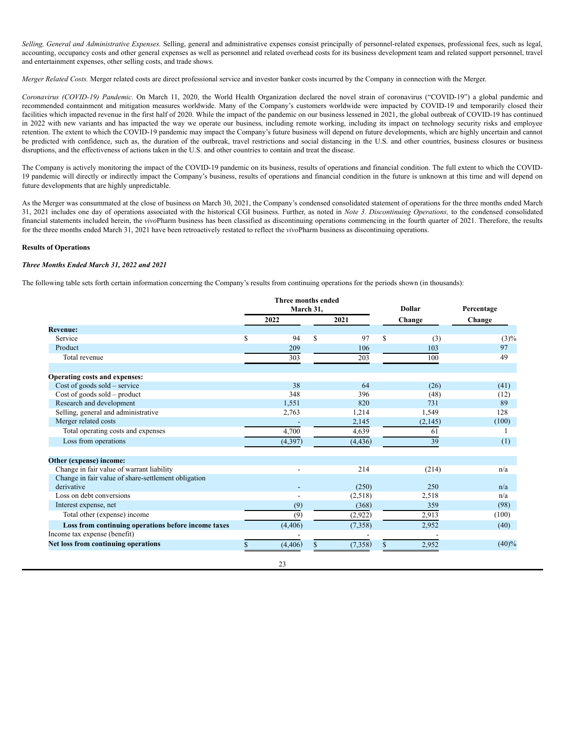*Selling, General and Administrative Expenses.* Selling, general and administrative expenses consist principally of personnel-related expenses, professional fees, such as legal, accounting, occupancy costs and other general expenses as well as personnel and related overhead costs for its business development team and related support personnel, travel and entertainment expenses, other selling costs, and trade shows.

*Merger Related Costs.* Merger related costs are direct professional service and investor banker costs incurred by the Company in connection with the Merger.

*Coronavirus (COVID-19) Pandemic*. On March 11, 2020, the World Health Organization declared the novel strain of coronavirus ("COVID-19") a global pandemic and recommended containment and mitigation measures worldwide. Many of the Company's customers worldwide were impacted by COVID-19 and temporarily closed their facilities which impacted revenue in the first half of 2020. While the impact of the pandemic on our business lessened in 2021, the global outbreak of COVID-19 has continued in 2022 with new variants and has impacted the way we operate our business, including remote working, including its impact on technology security risks and employee retention. The extent to which the COVID-19 pandemic may impact the Company's future business will depend on future developments, which are highly uncertain and cannot be predicted with confidence, such as, the duration of the outbreak, travel restrictions and social distancing in the U.S. and other countries, business closures or business disruptions, and the effectiveness of actions taken in the U.S. and other countries to contain and treat the disease.

The Company is actively monitoring the impact of the COVID-19 pandemic on its business, results of operations and financial condition. The full extent to which the COVID-19 pandemic will directly or indirectly impact the Company's business, results of operations and financial condition in the future is unknown at this time and will depend on future developments that are highly unpredictable.

As the Merger was consummated at the close of business on March 30, 2021, the Company's condensed consolidated statement of operations for the three months ended March 31, 2021 includes one day of operations associated with the historical CGI business. Further, as noted in *Note 3. Discontinuing Operations,* to the condensed consolidated financial statements included herein, the *vivo*Pharm business has been classified as discontinuing operations commencing in the fourth quarter of 2021. Therefore, the results for the three months ended March 31, 2021 have been retroactively restated to reflect the *vivo*Pharm business as discontinuing operations.

**Results of Operations**

***Three Months Ended March 31, 2022 and 2021***

The following table sets forth certain information concerning the Company's results from continuing operations for the periods shown (in thousands):

| | Three months ended March 31, | | Dollar | Percentage |
|---|---|---|---|---|
| | 2022 | 2021 | Change | Change |
| **Revenue:** | | | | |
| Service | $ 94 | $ 97 | $ (3) | (3)% |
| Product | 209 | 106 | 103 | 97 |
| Total revenue | 303 | 203 | 100 | 49 |
| | | | | |
| **Operating costs and expenses:** | | | | |
| Cost of goods sold – service | 38 | 64 | (26) | (41) |
| Cost of goods sold – product | 348 | 396 | (48) | (12) |
| Research and development | 1,551 | 820 | 731 | 89 |
| Selling, general and administrative | 2,763 | 1,214 | 1,549 | 128 |
| Merger related costs | - | 2,145 | (2,145) | (100) |
| Total operating costs and expenses | 4,700 | 4,639 | 61 | 1 |
| Loss from operations | (4,397) | (4,436) | 39 | (1) |
| | | | | |
| **Other (expense) income:** | | | | |
| Change in fair value of warrant liability | - | 214 | (214) | n/a |
| Change in fair value of share-settlement obligation derivative | - | (250) | 250 | n/a |
| Loss on debt conversions | - | (2,518) | 2,518 | n/a |
| Interest expense, net | (9) | (368) | 359 | (98) |
| Total other (expense) income | (9) | (2,922) | 2,913 | (100) |
| **Loss from continuing operations before income taxes** | (4,406) | (7,358) | 2,952 | (40) |
| Income tax expense (benefit) | - | - | - | |
| **Net loss from continuing operations** | $ (4,406) | $ (7,358) | $ 2,952 | (40)% |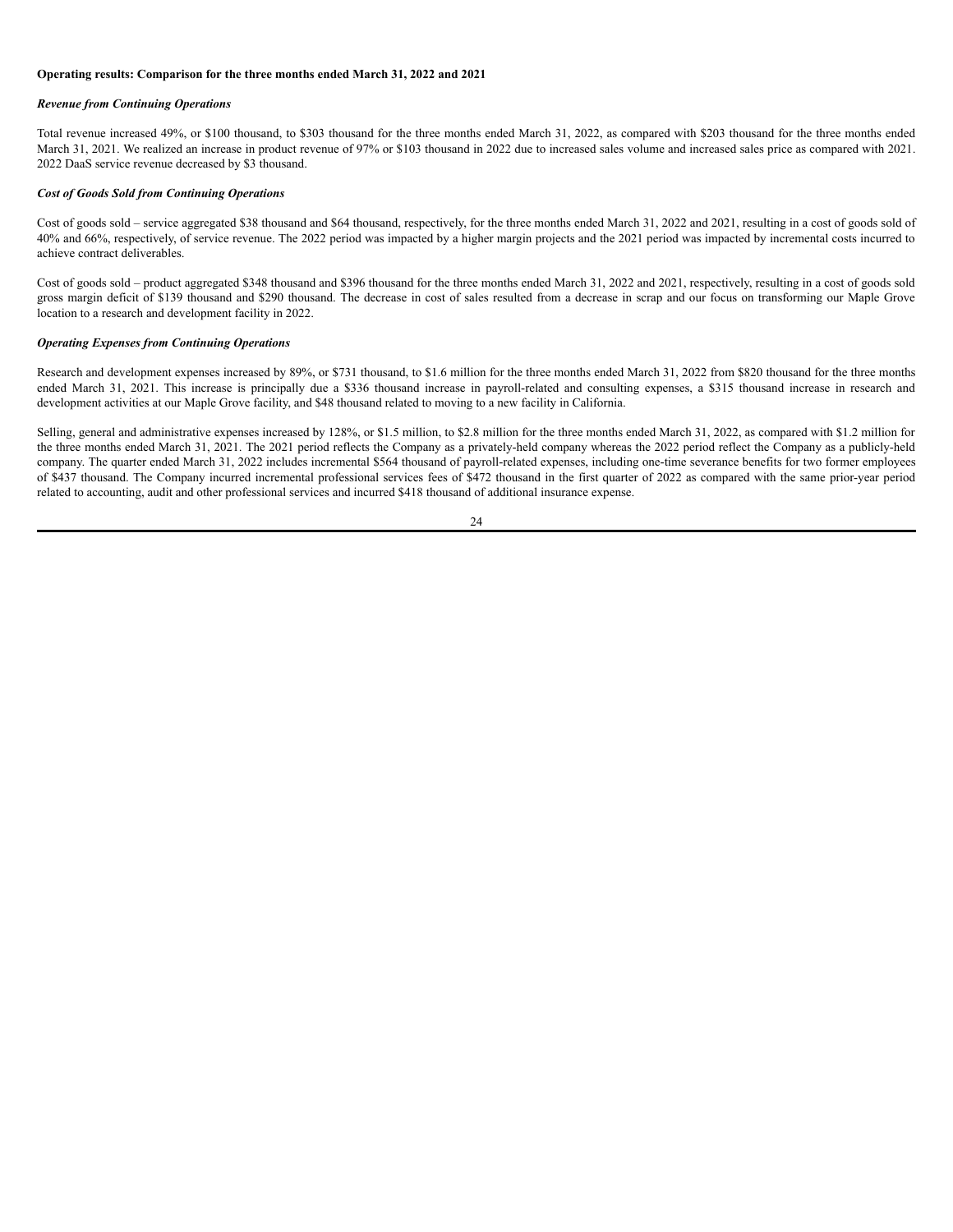**Operating results: Comparison for the three months ended March 31, 2022 and 2021**

***Revenue from Continuing Operations***

Total revenue increased 49%, or $100 thousand, to $303 thousand for the three months ended March 31, 2022, as compared with $203 thousand for the three months ended March 31, 2021. We realized an increase in product revenue of 97% or $103 thousand in 2022 due to increased sales volume and increased sales price as compared with 2021. 2022 DaaS service revenue decreased by $3 thousand.

***Cost of Goods Sold from Continuing Operations***

Cost of goods sold – service aggregated $38 thousand and $64 thousand, respectively, for the three months ended March 31, 2022 and 2021, resulting in a cost of goods sold of 40% and 66%, respectively, of service revenue. The 2022 period was impacted by a higher margin projects and the 2021 period was impacted by incremental costs incurred to achieve contract deliverables.

Cost of goods sold – product aggregated $348 thousand and $396 thousand for the three months ended March 31, 2022 and 2021, respectively, resulting in a cost of goods sold gross margin deficit of $139 thousand and $290 thousand. The decrease in cost of sales resulted from a decrease in scrap and our focus on transforming our Maple Grove location to a research and development facility in 2022.

***Operating Expenses from Continuing Operations***

Research and development expenses increased by 89%, or $731 thousand, to $1.6 million for the three months ended March 31, 2022 from $820 thousand for the three months ended March 31, 2021. This increase is principally due a $336 thousand increase in payroll-related and consulting expenses, a $315 thousand increase in research and development activities at our Maple Grove facility, and $48 thousand related to moving to a new facility in California.

Selling, general and administrative expenses increased by 128%, or $1.5 million, to $2.8 million for the three months ended March 31, 2022, as compared with $1.2 million for the three months ended March 31, 2021. The 2021 period reflects the Company as a privately-held company whereas the 2022 period reflect the Company as a publicly-held company. The quarter ended March 31, 2022 includes incremental $564 thousand of payroll-related expenses, including one-time severance benefits for two former employees of $437 thousand. The Company incurred incremental professional services fees of $472 thousand in the first quarter of 2022 as compared with the same prior-year period related to accounting, audit and other professional services and incurred $418 thousand of additional insurance expense.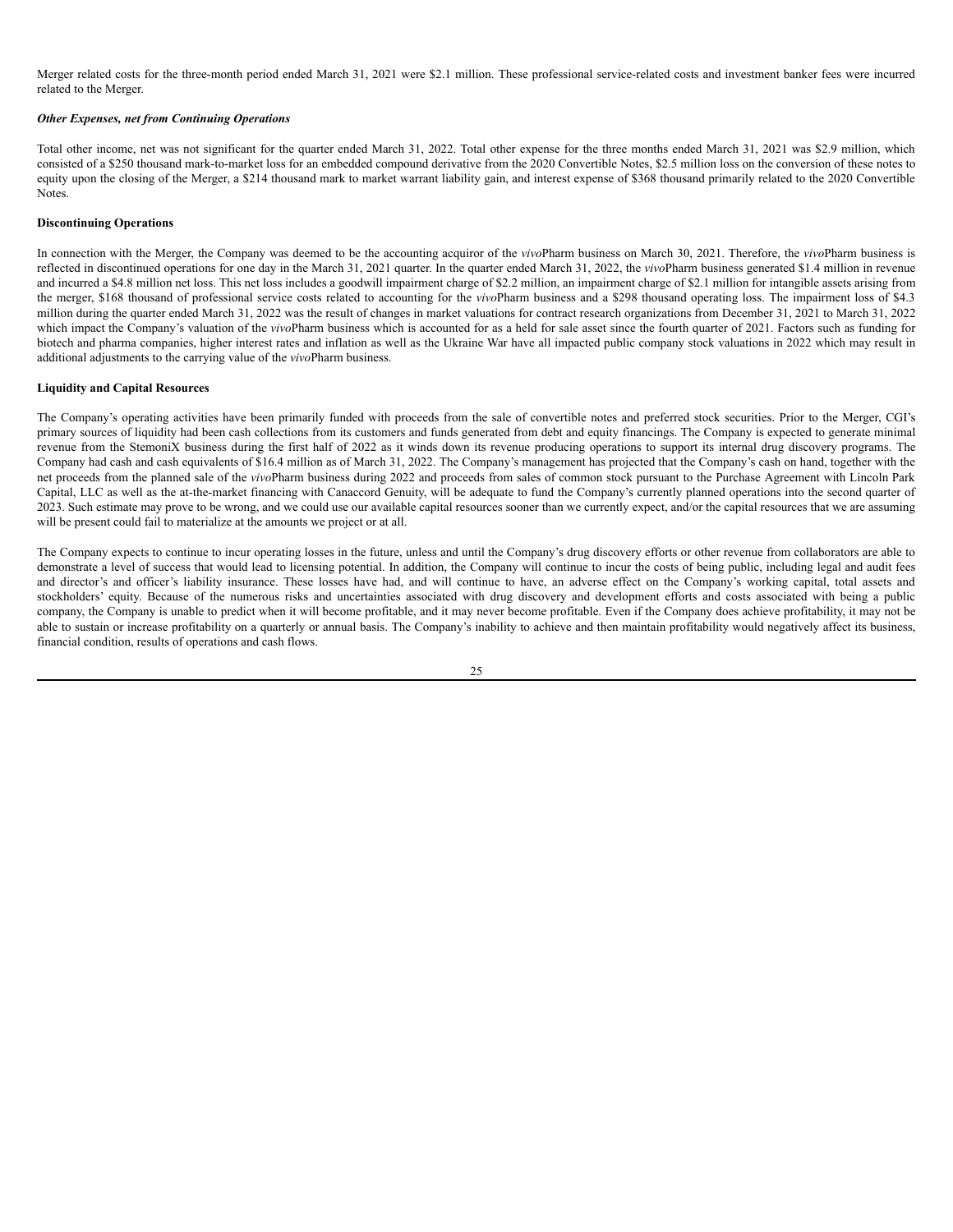Merger related costs for the three-month period ended March 31, 2021 were $2.1 million. These professional service-related costs and investment banker fees were incurred related to the Merger.

***Other Expenses, net from Continuing Operations***

Total other income, net was not significant for the quarter ended March 31, 2022. Total other expense for the three months ended March 31, 2021 was $2.9 million, which consisted of a $250 thousand mark-to-market loss for an embedded compound derivative from the 2020 Convertible Notes, $2.5 million loss on the conversion of these notes to equity upon the closing of the Merger, a $214 thousand mark to market warrant liability gain, and interest expense of $368 thousand primarily related to the 2020 Convertible Notes.

**Discontinuing Operations**

In connection with the Merger, the Company was deemed to be the accounting acquiror of the *vivo*Pharm business on March 30, 2021. Therefore, the *vivo*Pharm business is reflected in discontinued operations for one day in the March 31, 2021 quarter. In the quarter ended March 31, 2022, the *vivo*Pharm business generated $1.4 million in revenue and incurred a $4.8 million net loss. This net loss includes a goodwill impairment charge of $2.2 million, an impairment charge of $2.1 million for intangible assets arising from the merger, $168 thousand of professional service costs related to accounting for the *vivo*Pharm business and a $298 thousand operating loss. The impairment loss of $4.3 million during the quarter ended March 31, 2022 was the result of changes in market valuations for contract research organizations from December 31, 2021 to March 31, 2022 which impact the Company's valuation of the *vivo*Pharm business which is accounted for as a held for sale asset since the fourth quarter of 2021. Factors such as funding for biotech and pharma companies, higher interest rates and inflation as well as the Ukraine War have all impacted public company stock valuations in 2022 which may result in additional adjustments to the carrying value of the *vivo*Pharm business.

**Liquidity and Capital Resources**

The Company's operating activities have been primarily funded with proceeds from the sale of convertible notes and preferred stock securities. Prior to the Merger, CGI's primary sources of liquidity had been cash collections from its customers and funds generated from debt and equity financings. The Company is expected to generate minimal revenue from the StemoniX business during the first half of 2022 as it winds down its revenue producing operations to support its internal drug discovery programs. The Company had cash and cash equivalents of $16.4 million as of March 31, 2022. The Company's management has projected that the Company's cash on hand, together with the net proceeds from the planned sale of the *vivo*Pharm business during 2022 and proceeds from sales of common stock pursuant to the Purchase Agreement with Lincoln Park Capital, LLC as well as the at-the-market financing with Canaccord Genuity, will be adequate to fund the Company's currently planned operations into the second quarter of 2023. Such estimate may prove to be wrong, and we could use our available capital resources sooner than we currently expect, and/or the capital resources that we are assuming will be present could fail to materialize at the amounts we project or at all.

The Company expects to continue to incur operating losses in the future, unless and until the Company's drug discovery efforts or other revenue from collaborators are able to demonstrate a level of success that would lead to licensing potential. In addition, the Company will continue to incur the costs of being public, including legal and audit fees and director's and officer's liability insurance. These losses have had, and will continue to have, an adverse effect on the Company's working capital, total assets and stockholders' equity. Because of the numerous risks and uncertainties associated with drug discovery and development efforts and costs associated with being a public company, the Company is unable to predict when it will become profitable, and it may never become profitable. Even if the Company does achieve profitability, it may not be able to sustain or increase profitability on a quarterly or annual basis. The Company's inability to achieve and then maintain profitability would negatively affect its business, financial condition, results of operations and cash flows.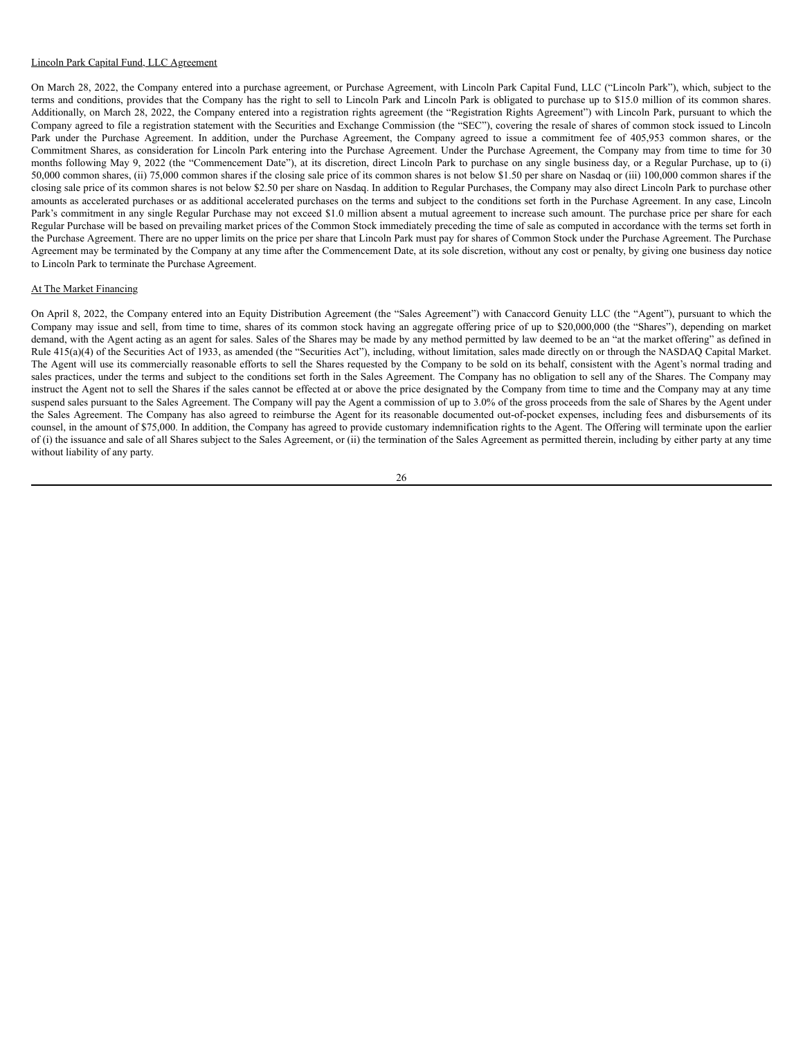Lincoln Park Capital Fund, LLC Agreement

On March 28, 2022, the Company entered into a purchase agreement, or Purchase Agreement, with Lincoln Park Capital Fund, LLC ("Lincoln Park"), which, subject to the terms and conditions, provides that the Company has the right to sell to Lincoln Park and Lincoln Park is obligated to purchase up to $15.0 million of its common shares. Additionally, on March 28, 2022, the Company entered into a registration rights agreement (the "Registration Rights Agreement") with Lincoln Park, pursuant to which the Company agreed to file a registration statement with the Securities and Exchange Commission (the "SEC"), covering the resale of shares of common stock issued to Lincoln Park under the Purchase Agreement. In addition, under the Purchase Agreement, the Company agreed to issue a commitment fee of 405,953 common shares, or the Commitment Shares, as consideration for Lincoln Park entering into the Purchase Agreement. Under the Purchase Agreement, the Company may from time to time for 30 months following May 9, 2022 (the "Commencement Date"), at its discretion, direct Lincoln Park to purchase on any single business day, or a Regular Purchase, up to (i) 50,000 common shares, (ii) 75,000 common shares if the closing sale price of its common shares is not below $1.50 per share on Nasdaq or (iii) 100,000 common shares if the closing sale price of its common shares is not below $2.50 per share on Nasdaq. In addition to Regular Purchases, the Company may also direct Lincoln Park to purchase other amounts as accelerated purchases or as additional accelerated purchases on the terms and subject to the conditions set forth in the Purchase Agreement. In any case, Lincoln Park's commitment in any single Regular Purchase may not exceed $1.0 million absent a mutual agreement to increase such amount. The purchase price per share for each Regular Purchase will be based on prevailing market prices of the Common Stock immediately preceding the time of sale as computed in accordance with the terms set forth in the Purchase Agreement. There are no upper limits on the price per share that Lincoln Park must pay for shares of Common Stock under the Purchase Agreement. The Purchase Agreement may be terminated by the Company at any time after the Commencement Date, at its sole discretion, without any cost or penalty, by giving one business day notice to Lincoln Park to terminate the Purchase Agreement.

At The Market Financing

On April 8, 2022, the Company entered into an Equity Distribution Agreement (the "Sales Agreement") with Canaccord Genuity LLC (the "Agent"), pursuant to which the Company may issue and sell, from time to time, shares of its common stock having an aggregate offering price of up to $20,000,000 (the "Shares"), depending on market demand, with the Agent acting as an agent for sales. Sales of the Shares may be made by any method permitted by law deemed to be an "at the market offering" as defined in Rule 415(a)(4) of the Securities Act of 1933, as amended (the "Securities Act"), including, without limitation, sales made directly on or through the NASDAQ Capital Market. The Agent will use its commercially reasonable efforts to sell the Shares requested by the Company to be sold on its behalf, consistent with the Agent's normal trading and sales practices, under the terms and subject to the conditions set forth in the Sales Agreement. The Company has no obligation to sell any of the Shares. The Company may instruct the Agent not to sell the Shares if the sales cannot be effected at or above the price designated by the Company from time to time and the Company may at any time suspend sales pursuant to the Sales Agreement. The Company will pay the Agent a commission of up to 3.0% of the gross proceeds from the sale of Shares by the Agent under the Sales Agreement. The Company has also agreed to reimburse the Agent for its reasonable documented out-of-pocket expenses, including fees and disbursements of its counsel, in the amount of $75,000. In addition, the Company has agreed to provide customary indemnification rights to the Agent. The Offering will terminate upon the earlier of (i) the issuance and sale of all Shares subject to the Sales Agreement, or (ii) the termination of the Sales Agreement as permitted therein, including by either party at any time without liability of any party.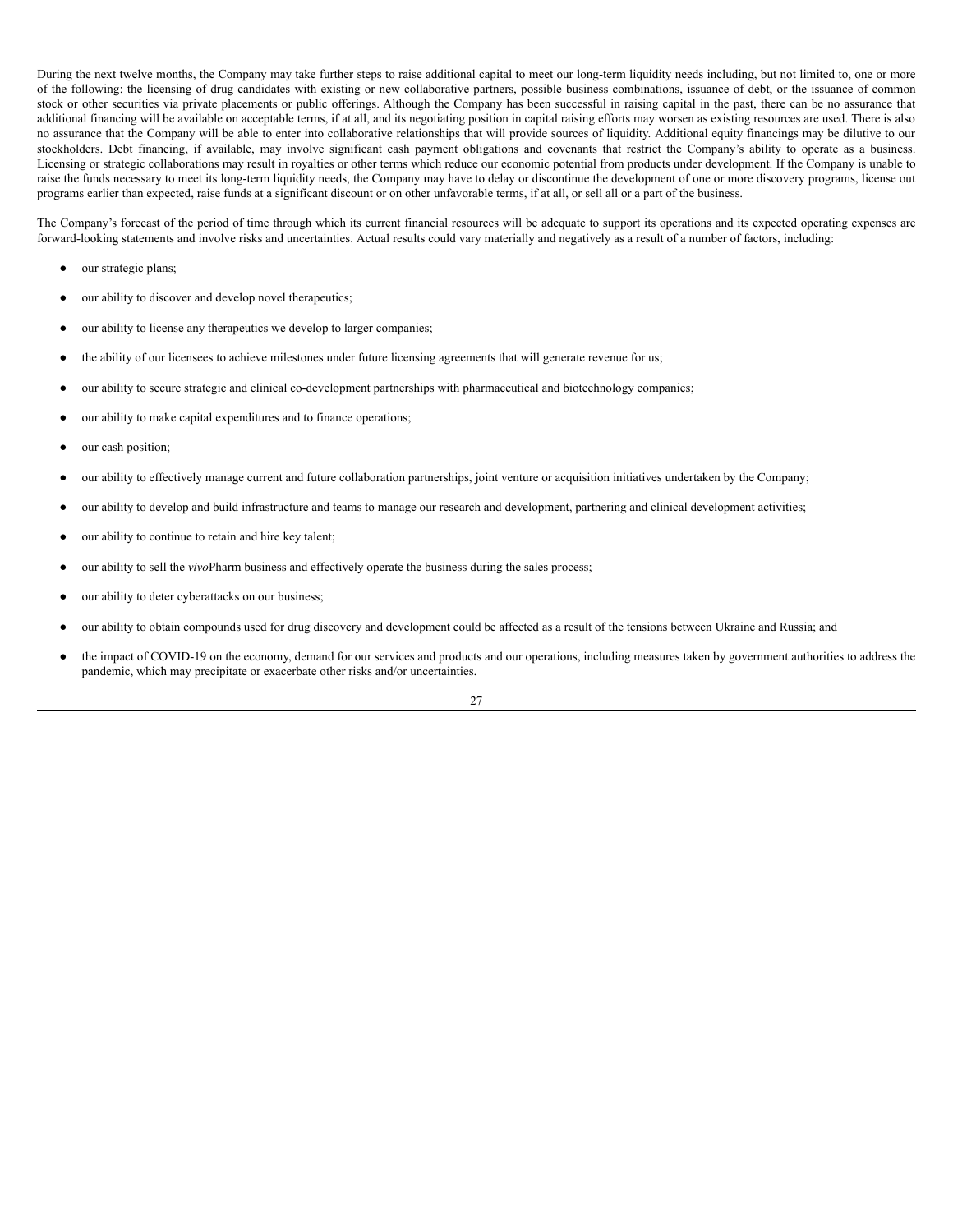During the next twelve months, the Company may take further steps to raise additional capital to meet our long-term liquidity needs including, but not limited to, one or more of the following: the licensing of drug candidates with existing or new collaborative partners, possible business combinations, issuance of debt, or the issuance of common stock or other securities via private placements or public offerings. Although the Company has been successful in raising capital in the past, there can be no assurance that additional financing will be available on acceptable terms, if at all, and its negotiating position in capital raising efforts may worsen as existing resources are used. There is also no assurance that the Company will be able to enter into collaborative relationships that will provide sources of liquidity. Additional equity financings may be dilutive to our stockholders. Debt financing, if available, may involve significant cash payment obligations and covenants that restrict the Company's ability to operate as a business. Licensing or strategic collaborations may result in royalties or other terms which reduce our economic potential from products under development. If the Company is unable to raise the funds necessary to meet its long-term liquidity needs, the Company may have to delay or discontinue the development of one or more discovery programs, license out programs earlier than expected, raise funds at a significant discount or on other unfavorable terms, if at all, or sell all or a part of the business.

The Company's forecast of the period of time through which its current financial resources will be adequate to support its operations and its expected operating expenses are forward-looking statements and involve risks and uncertainties. Actual results could vary materially and negatively as a result of a number of factors, including:

- our strategic plans;
- our ability to discover and develop novel therapeutics;
- our ability to license any therapeutics we develop to larger companies;
- the ability of our licensees to achieve milestones under future licensing agreements that will generate revenue for us;
- our ability to secure strategic and clinical co-development partnerships with pharmaceutical and biotechnology companies;
- our ability to make capital expenditures and to finance operations;
- our cash position;
- our ability to effectively manage current and future collaboration partnerships, joint venture or acquisition initiatives undertaken by the Company;
- our ability to develop and build infrastructure and teams to manage our research and development, partnering and clinical development activities;
- our ability to continue to retain and hire key talent;
- our ability to sell the *vivo*Pharm business and effectively operate the business during the sales process;
- our ability to deter cyberattacks on our business;
- our ability to obtain compounds used for drug discovery and development could be affected as a result of the tensions between Ukraine and Russia; and
- the impact of COVID-19 on the economy, demand for our services and products and our operations, including measures taken by government authorities to address the pandemic, which may precipitate or exacerbate other risks and/or uncertainties.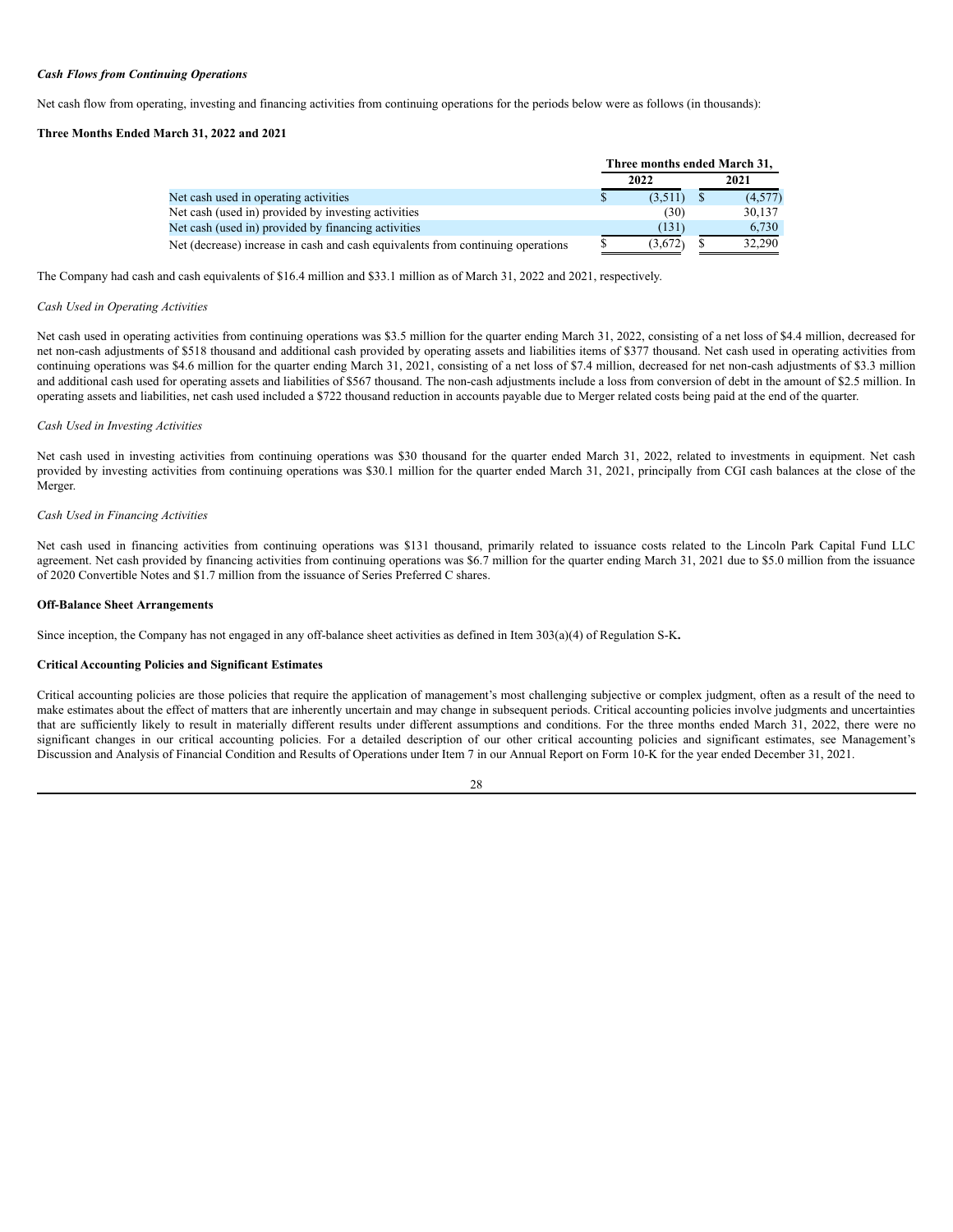***Cash Flows from Continuing Operations***

Net cash flow from operating, investing and financing activities from continuing operations for the periods below were as follows (in thousands):

**Three Months Ended March 31, 2022 and 2021**

| | Three months ended March 31, | |
|---|---|---|
| | 2022 | 2021 |
| Net cash used in operating activities | $ (3,511) | $ (4,577) |
| Net cash (used in) provided by investing activities | (30) | 30,137 |
| Net cash (used in) provided by financing activities | (131) | 6,730 |
| Net (decrease) increase in cash and cash equivalents from continuing operations | $ (3,672) | $ 32,290 |

The Company had cash and cash equivalents of $16.4 million and $33.1 million as of March 31, 2022 and 2021, respectively.

*Cash Used in Operating Activities*

Net cash used in operating activities from continuing operations was $3.5 million for the quarter ending March 31, 2022, consisting of a net loss of $4.4 million, decreased for net non-cash adjustments of $518 thousand and additional cash provided by operating assets and liabilities items of $377 thousand. Net cash used in operating activities from continuing operations was $4.6 million for the quarter ending March 31, 2021, consisting of a net loss of $7.4 million, decreased for net non-cash adjustments of $3.3 million and additional cash used for operating assets and liabilities of $567 thousand. The non-cash adjustments include a loss from conversion of debt in the amount of $2.5 million. In operating assets and liabilities, net cash used included a $722 thousand reduction in accounts payable due to Merger related costs being paid at the end of the quarter.

*Cash Used in Investing Activities*

Net cash used in investing activities from continuing operations was $30 thousand for the quarter ended March 31, 2022, related to investments in equipment. Net cash provided by investing activities from continuing operations was $30.1 million for the quarter ended March 31, 2021, principally from CGI cash balances at the close of the Merger.

*Cash Used in Financing Activities*

Net cash used in financing activities from continuing operations was $131 thousand, primarily related to issuance costs related to the Lincoln Park Capital Fund LLC agreement. Net cash provided by financing activities from continuing operations was $6.7 million for the quarter ending March 31, 2021 due to $5.0 million from the issuance of 2020 Convertible Notes and $1.7 million from the issuance of Series Preferred C shares.

**Off-Balance Sheet Arrangements**

Since inception, the Company has not engaged in any off-balance sheet activities as defined in Item 303(a)(4) of Regulation S-K**.**

**Critical Accounting Policies and Significant Estimates**

Critical accounting policies are those policies that require the application of management's most challenging subjective or complex judgment, often as a result of the need to make estimates about the effect of matters that are inherently uncertain and may change in subsequent periods. Critical accounting policies involve judgments and uncertainties that are sufficiently likely to result in materially different results under different assumptions and conditions. For the three months ended March 31, 2022, there were no significant changes in our critical accounting policies. For a detailed description of our other critical accounting policies and significant estimates, see Management's Discussion and Analysis of Financial Condition and Results of Operations under Item 7 in our Annual Report on Form 10-K for the year ended December 31, 2021.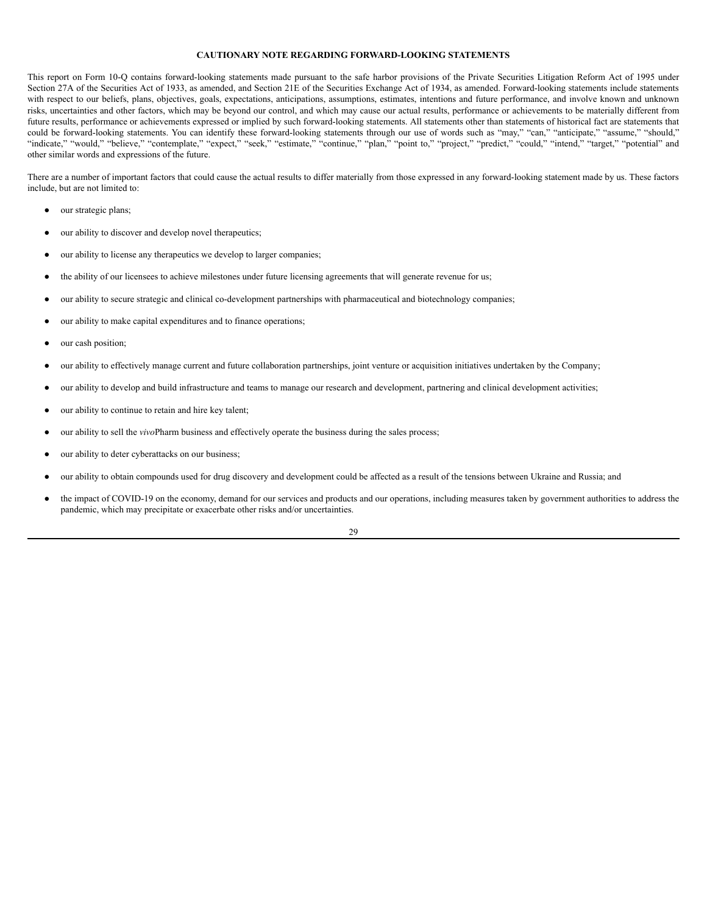## CAUTIONARY NOTE REGARDING FORWARD-LOOKING STATEMENTS

This report on Form 10-Q contains forward-looking statements made pursuant to the safe harbor provisions of the Private Securities Litigation Reform Act of 1995 under Section 27A of the Securities Act of 1933, as amended, and Section 21E of the Securities Exchange Act of 1934, as amended. Forward-looking statements include statements with respect to our beliefs, plans, objectives, goals, expectations, anticipations, assumptions, estimates, intentions and future performance, and involve known and unknown risks, uncertainties and other factors, which may be beyond our control, and which may cause our actual results, performance or achievements to be materially different from future results, performance or achievements expressed or implied by such forward-looking statements. All statements other than statements of historical fact are statements that could be forward-looking statements. You can identify these forward-looking statements through our use of words such as "may," "can," "anticipate," "assume," "should," "indicate," "would," "believe," "contemplate," "expect," "seek," "estimate," "continue," "plan," "point to," "project," "predict," "could," "intend," "target," "potential" and other similar words and expressions of the future.

There are a number of important factors that could cause the actual results to differ materially from those expressed in any forward-looking statement made by us. These factors include, but are not limited to:

- our strategic plans;
- our ability to discover and develop novel therapeutics;
- our ability to license any therapeutics we develop to larger companies;
- the ability of our licensees to achieve milestones under future licensing agreements that will generate revenue for us;
- our ability to secure strategic and clinical co-development partnerships with pharmaceutical and biotechnology companies;
- our ability to make capital expenditures and to finance operations;
- our cash position;
- our ability to effectively manage current and future collaboration partnerships, joint venture or acquisition initiatives undertaken by the Company;
- our ability to develop and build infrastructure and teams to manage our research and development, partnering and clinical development activities;
- our ability to continue to retain and hire key talent;
- our ability to sell the *vivo*Pharm business and effectively operate the business during the sales process;
- our ability to deter cyberattacks on our business;
- our ability to obtain compounds used for drug discovery and development could be affected as a result of the tensions between Ukraine and Russia; and
- the impact of COVID-19 on the economy, demand for our services and products and our operations, including measures taken by government authorities to address the pandemic, which may precipitate or exacerbate other risks and/or uncertainties.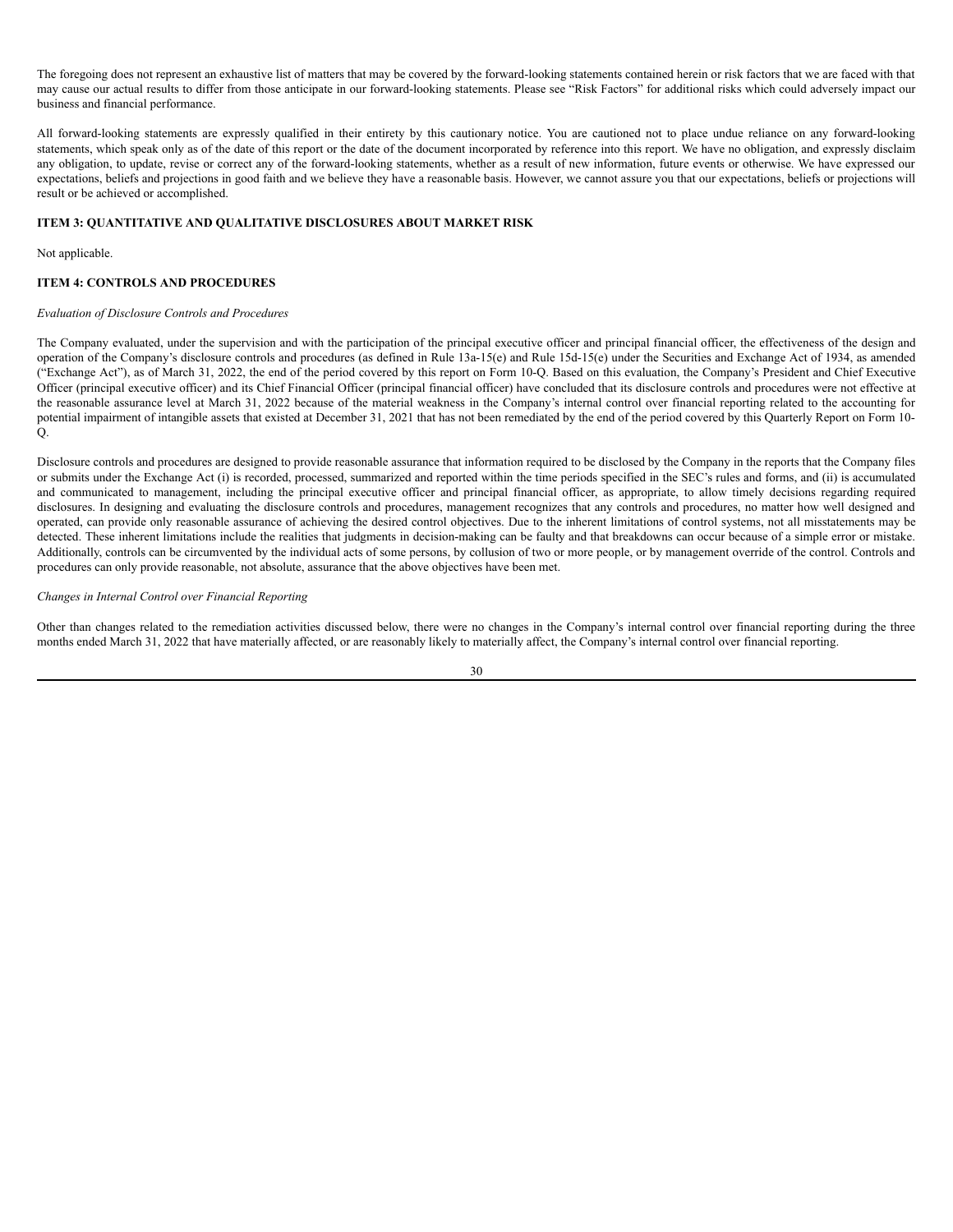The foregoing does not represent an exhaustive list of matters that may be covered by the forward-looking statements contained herein or risk factors that we are faced with that may cause our actual results to differ from those anticipate in our forward-looking statements. Please see "Risk Factors" for additional risks which could adversely impact our business and financial performance.

All forward-looking statements are expressly qualified in their entirety by this cautionary notice. You are cautioned not to place undue reliance on any forward-looking statements, which speak only as of the date of this report or the date of the document incorporated by reference into this report. We have no obligation, and expressly disclaim any obligation, to update, revise or correct any of the forward-looking statements, whether as a result of new information, future events or otherwise. We have expressed our expectations, beliefs and projections in good faith and we believe they have a reasonable basis. However, we cannot assure you that our expectations, beliefs or projections will result or be achieved or accomplished.

**ITEM 3: QUANTITATIVE AND QUALITATIVE DISCLOSURES ABOUT MARKET RISK**

Not applicable.

**ITEM 4: CONTROLS AND PROCEDURES**

*Evaluation of Disclosure Controls and Procedures*

The Company evaluated, under the supervision and with the participation of the principal executive officer and principal financial officer, the effectiveness of the design and operation of the Company's disclosure controls and procedures (as defined in Rule 13a-15(e) and Rule 15d-15(e) under the Securities and Exchange Act of 1934, as amended ("Exchange Act"), as of March 31, 2022, the end of the period covered by this report on Form 10-Q. Based on this evaluation, the Company's President and Chief Executive Officer (principal executive officer) and its Chief Financial Officer (principal financial officer) have concluded that its disclosure controls and procedures were not effective at the reasonable assurance level at March 31, 2022 because of the material weakness in the Company's internal control over financial reporting related to the accounting for potential impairment of intangible assets that existed at December 31, 2021 that has not been remediated by the end of the period covered by this Quarterly Report on Form 10-Q.

Disclosure controls and procedures are designed to provide reasonable assurance that information required to be disclosed by the Company in the reports that the Company files or submits under the Exchange Act (i) is recorded, processed, summarized and reported within the time periods specified in the SEC's rules and forms, and (ii) is accumulated and communicated to management, including the principal executive officer and principal financial officer, as appropriate, to allow timely decisions regarding required disclosures. In designing and evaluating the disclosure controls and procedures, management recognizes that any controls and procedures, no matter how well designed and operated, can provide only reasonable assurance of achieving the desired control objectives. Due to the inherent limitations of control systems, not all misstatements may be detected. These inherent limitations include the realities that judgments in decision-making can be faulty and that breakdowns can occur because of a simple error or mistake. Additionally, controls can be circumvented by the individual acts of some persons, by collusion of two or more people, or by management override of the control. Controls and procedures can only provide reasonable, not absolute, assurance that the above objectives have been met.

*Changes in Internal Control over Financial Reporting*

Other than changes related to the remediation activities discussed below, there were no changes in the Company's internal control over financial reporting during the three months ended March 31, 2022 that have materially affected, or are reasonably likely to materially affect, the Company's internal control over financial reporting.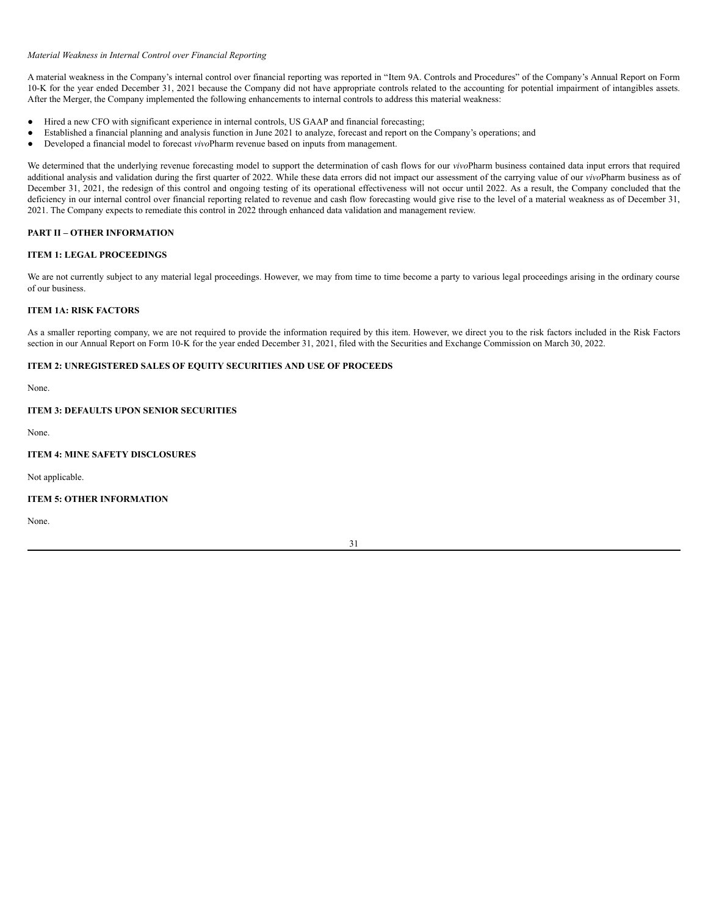*Material Weakness in Internal Control over Financial Reporting*

A material weakness in the Company's internal control over financial reporting was reported in "Item 9A. Controls and Procedures" of the Company's Annual Report on Form 10-K for the year ended December 31, 2021 because the Company did not have appropriate controls related to the accounting for potential impairment of intangibles assets. After the Merger, the Company implemented the following enhancements to internal controls to address this material weakness:

- Hired a new CFO with significant experience in internal controls, US GAAP and financial forecasting;
- Established a financial planning and analysis function in June 2021 to analyze, forecast and report on the Company's operations; and
- Developed a financial model to forecast *vivo*Pharm revenue based on inputs from management.

We determined that the underlying revenue forecasting model to support the determination of cash flows for our *vivo*Pharm business contained data input errors that required additional analysis and validation during the first quarter of 2022. While these data errors did not impact our assessment of the carrying value of our *vivo*Pharm business as of December 31, 2021, the redesign of this control and ongoing testing of its operational effectiveness will not occur until 2022. As a result, the Company concluded that the deficiency in our internal control over financial reporting related to revenue and cash flow forecasting would give rise to the level of a material weakness as of December 31, 2021. The Company expects to remediate this control in 2022 through enhanced data validation and management review.

## PART II – OTHER INFORMATION

### ITEM 1: LEGAL PROCEEDINGS

We are not currently subject to any material legal proceedings. However, we may from time to time become a party to various legal proceedings arising in the ordinary course of our business.

### ITEM 1A: RISK FACTORS

As a smaller reporting company, we are not required to provide the information required by this item. However, we direct you to the risk factors included in the Risk Factors section in our Annual Report on Form 10-K for the year ended December 31, 2021, filed with the Securities and Exchange Commission on March 30, 2022.

### ITEM 2: UNREGISTERED SALES OF EQUITY SECURITIES AND USE OF PROCEEDS

None.

### ITEM 3: DEFAULTS UPON SENIOR SECURITIES

None.

### ITEM 4: MINE SAFETY DISCLOSURES

Not applicable.

### ITEM 5: OTHER INFORMATION

None.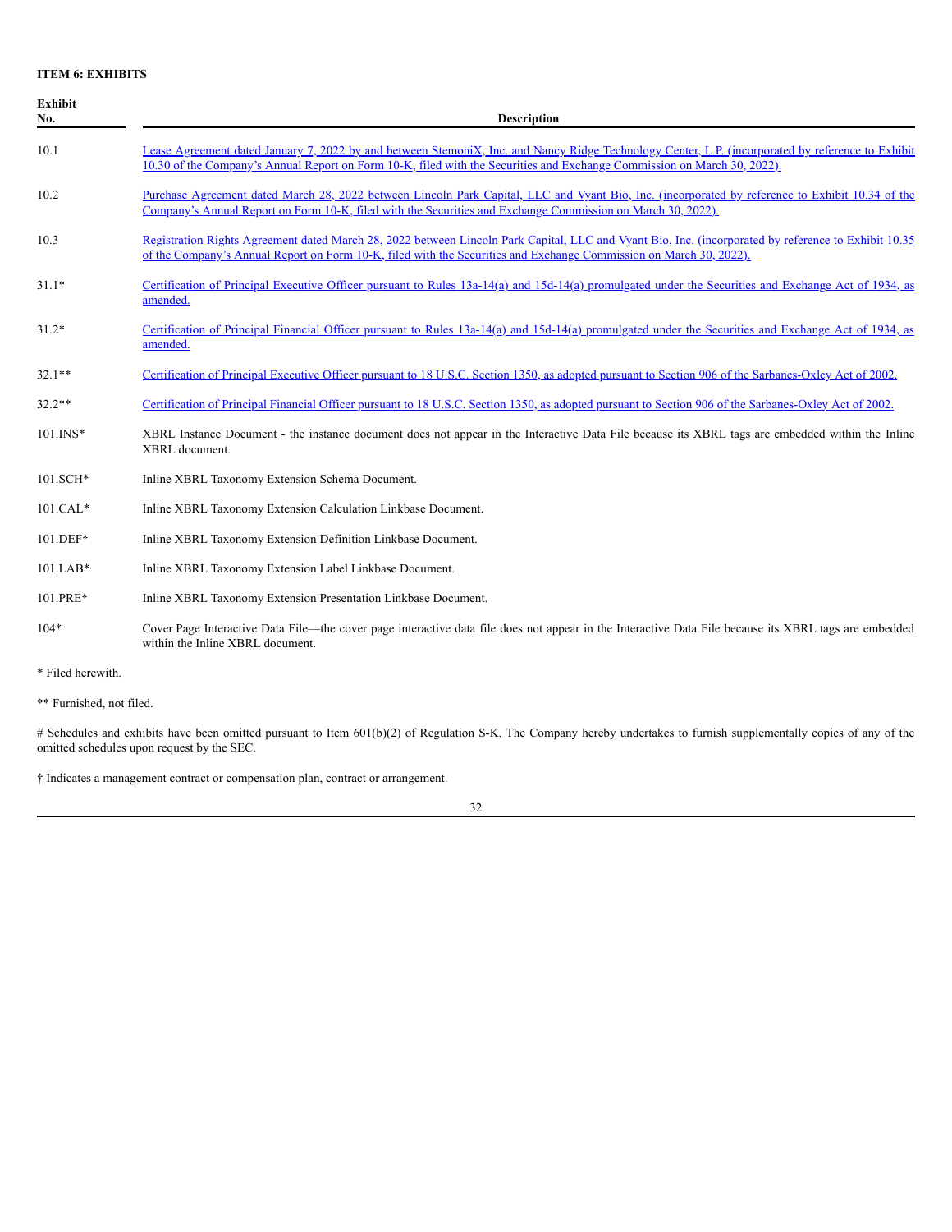**ITEM 6: EXHIBITS**

| Exhibit No. | Description |
|---|---|
| 10.1 | Lease Agreement dated January 7, 2022 by and between StemoniX, Inc. and Nancy Ridge Technology Center, L.P. (incorporated by reference to Exhibit 10.30 of the Company's Annual Report on Form 10-K, filed with the Securities and Exchange Commission on March 30, 2022). |
| 10.2 | Purchase Agreement dated March 28, 2022 between Lincoln Park Capital, LLC and Vyant Bio, Inc. (incorporated by reference to Exhibit 10.34 of the Company's Annual Report on Form 10-K, filed with the Securities and Exchange Commission on March 30, 2022). |
| 10.3 | Registration Rights Agreement dated March 28, 2022 between Lincoln Park Capital, LLC and Vyant Bio, Inc. (incorporated by reference to Exhibit 10.35 of the Company's Annual Report on Form 10-K, filed with the Securities and Exchange Commission on March 30, 2022). |
| 31.1* | Certification of Principal Executive Officer pursuant to Rules 13a-14(a) and 15d-14(a) promulgated under the Securities and Exchange Act of 1934, as amended. |
| 31.2* | Certification of Principal Financial Officer pursuant to Rules 13a-14(a) and 15d-14(a) promulgated under the Securities and Exchange Act of 1934, as amended. |
| 32.1** | Certification of Principal Executive Officer pursuant to 18 U.S.C. Section 1350, as adopted pursuant to Section 906 of the Sarbanes-Oxley Act of 2002. |
| 32.2** | Certification of Principal Financial Officer pursuant to 18 U.S.C. Section 1350, as adopted pursuant to Section 906 of the Sarbanes-Oxley Act of 2002. |
| 101.INS* | XBRL Instance Document - the instance document does not appear in the Interactive Data File because its XBRL tags are embedded within the Inline XBRL document. |
| 101.SCH* | Inline XBRL Taxonomy Extension Schema Document. |
| 101.CAL* | Inline XBRL Taxonomy Extension Calculation Linkbase Document. |
| 101.DEF* | Inline XBRL Taxonomy Extension Definition Linkbase Document. |
| 101.LAB* | Inline XBRL Taxonomy Extension Label Linkbase Document. |
| 101.PRE* | Inline XBRL Taxonomy Extension Presentation Linkbase Document. |
| 104* | Cover Page Interactive Data File—the cover page interactive data file does not appear in the Interactive Data File because its XBRL tags are embedded within the Inline XBRL document. |

* Filed herewith.

** Furnished, not filed.

# Schedules and exhibits have been omitted pursuant to Item 601(b)(2) of Regulation S-K. The Company hereby undertakes to furnish supplementally copies of any of the omitted schedules upon request by the SEC.

† Indicates a management contract or compensation plan, contract or arrangement.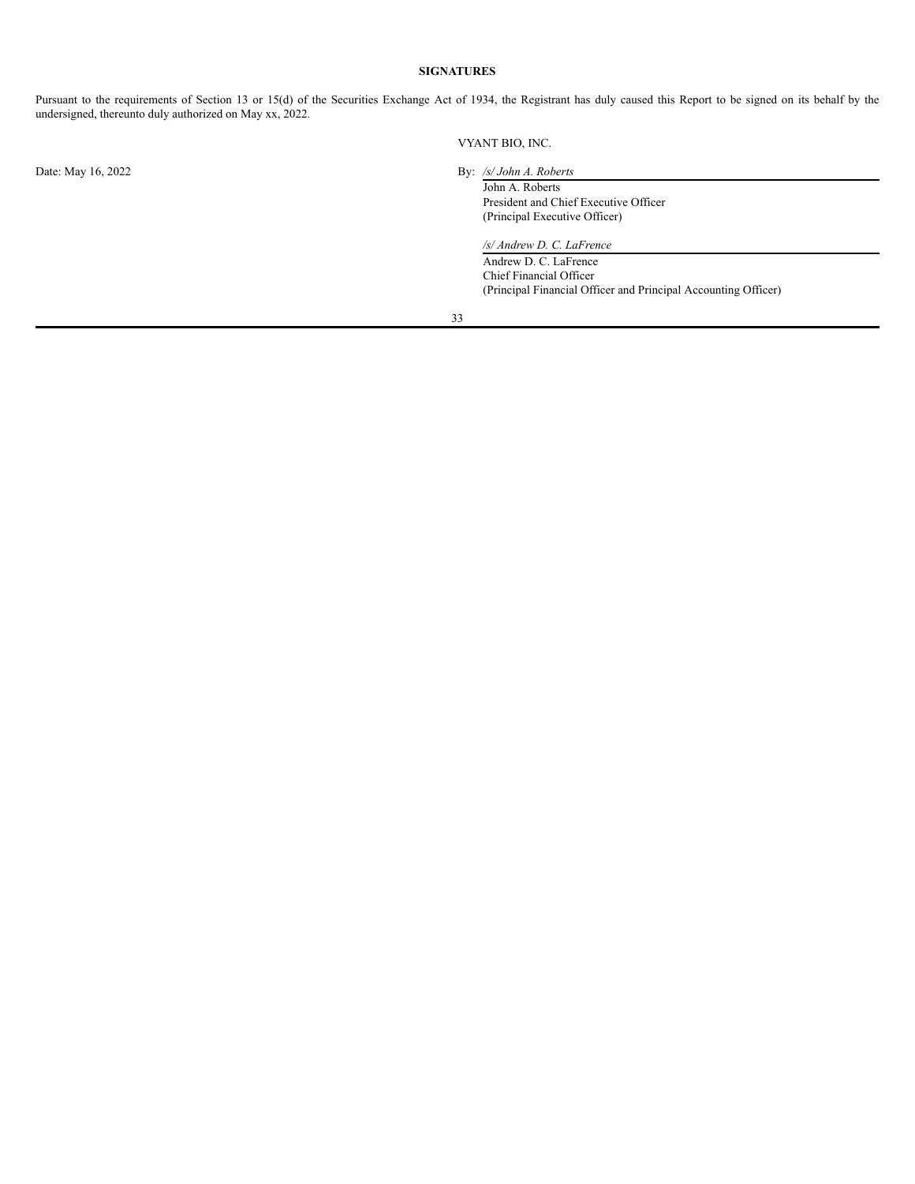**SIGNATURES**

Pursuant to the requirements of Section 13 or 15(d) of the Securities Exchange Act of 1934, the Registrant has duly caused this Report to be signed on its behalf by the undersigned, thereunto duly authorized on May xx, 2022.

VYANT BIO, INC.

Date: May 16, 2022

By: */s/ John A. Roberts*
John A. Roberts
President and Chief Executive Officer
(Principal Executive Officer)

*/s/ Andrew D. C. LaFrence*
Andrew D. C. LaFrence
Chief Financial Officer
(Principal Financial Officer and Principal Accounting Officer)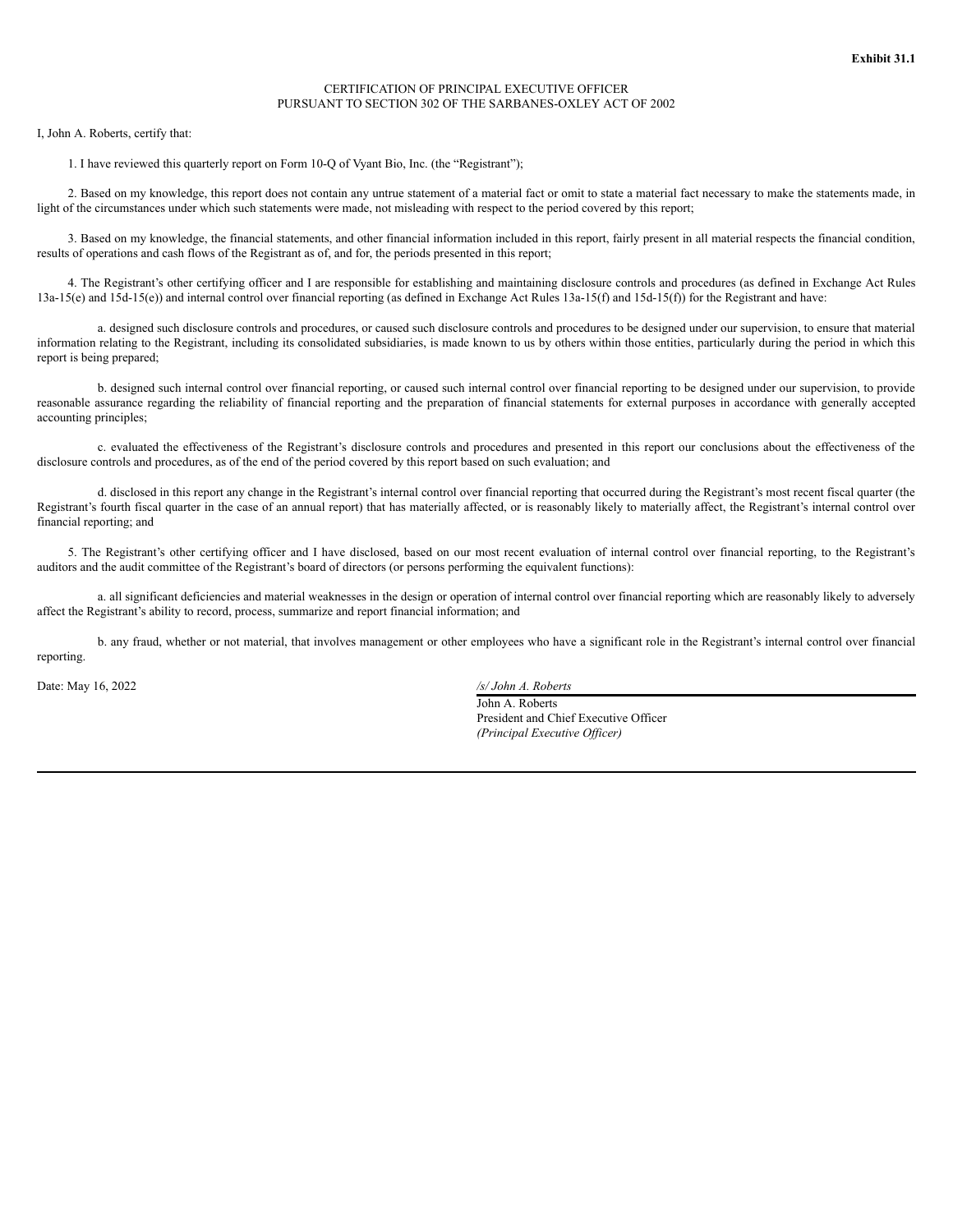**Exhibit 31.1**

CERTIFICATION OF PRINCIPAL EXECUTIVE OFFICER
PURSUANT TO SECTION 302 OF THE SARBANES-OXLEY ACT OF 2002

I, John A. Roberts, certify that:

1. I have reviewed this quarterly report on Form 10-Q of Vyant Bio, Inc. (the "Registrant");

2. Based on my knowledge, this report does not contain any untrue statement of a material fact or omit to state a material fact necessary to make the statements made, in light of the circumstances under which such statements were made, not misleading with respect to the period covered by this report;

3. Based on my knowledge, the financial statements, and other financial information included in this report, fairly present in all material respects the financial condition, results of operations and cash flows of the Registrant as of, and for, the periods presented in this report;

4. The Registrant's other certifying officer and I are responsible for establishing and maintaining disclosure controls and procedures (as defined in Exchange Act Rules 13a-15(e) and 15d-15(e)) and internal control over financial reporting (as defined in Exchange Act Rules 13a-15(f) and 15d-15(f)) for the Registrant and have:

a. designed such disclosure controls and procedures, or caused such disclosure controls and procedures to be designed under our supervision, to ensure that material information relating to the Registrant, including its consolidated subsidiaries, is made known to us by others within those entities, particularly during the period in which this report is being prepared;

b. designed such internal control over financial reporting, or caused such internal control over financial reporting to be designed under our supervision, to provide reasonable assurance regarding the reliability of financial reporting and the preparation of financial statements for external purposes in accordance with generally accepted accounting principles;

c. evaluated the effectiveness of the Registrant's disclosure controls and procedures and presented in this report our conclusions about the effectiveness of the disclosure controls and procedures, as of the end of the period covered by this report based on such evaluation; and

d. disclosed in this report any change in the Registrant's internal control over financial reporting that occurred during the Registrant's most recent fiscal quarter (the Registrant's fourth fiscal quarter in the case of an annual report) that has materially affected, or is reasonably likely to materially affect, the Registrant's internal control over financial reporting; and

5. The Registrant's other certifying officer and I have disclosed, based on our most recent evaluation of internal control over financial reporting, to the Registrant's auditors and the audit committee of the Registrant's board of directors (or persons performing the equivalent functions):

a. all significant deficiencies and material weaknesses in the design or operation of internal control over financial reporting which are reasonably likely to adversely affect the Registrant's ability to record, process, summarize and report financial information; and

b. any fraud, whether or not material, that involves management or other employees who have a significant role in the Registrant's internal control over financial reporting.

Date: May 16, 2022

*/s/ John A. Roberts*
John A. Roberts
President and Chief Executive Officer
*(Principal Executive Officer)*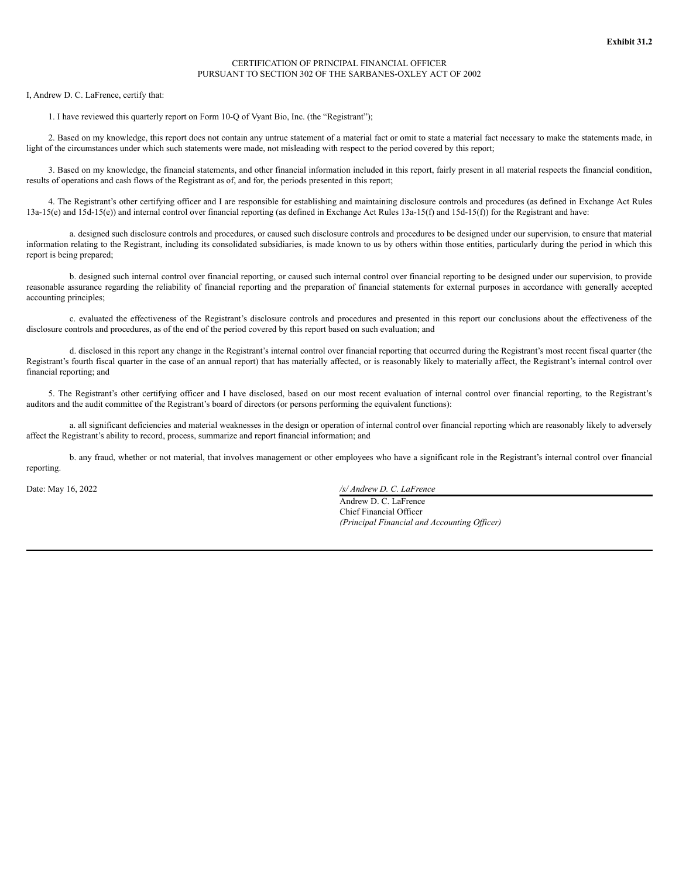**Exhibit 31.2**

CERTIFICATION OF PRINCIPAL FINANCIAL OFFICER
PURSUANT TO SECTION 302 OF THE SARBANES-OXLEY ACT OF 2002

I, Andrew D. C. LaFrence, certify that:

1. I have reviewed this quarterly report on Form 10-Q of Vyant Bio, Inc. (the "Registrant");

2. Based on my knowledge, this report does not contain any untrue statement of a material fact or omit to state a material fact necessary to make the statements made, in light of the circumstances under which such statements were made, not misleading with respect to the period covered by this report;

3. Based on my knowledge, the financial statements, and other financial information included in this report, fairly present in all material respects the financial condition, results of operations and cash flows of the Registrant as of, and for, the periods presented in this report;

4. The Registrant's other certifying officer and I are responsible for establishing and maintaining disclosure controls and procedures (as defined in Exchange Act Rules 13a-15(e) and 15d-15(e)) and internal control over financial reporting (as defined in Exchange Act Rules 13a-15(f) and 15d-15(f)) for the Registrant and have:

a. designed such disclosure controls and procedures, or caused such disclosure controls and procedures to be designed under our supervision, to ensure that material information relating to the Registrant, including its consolidated subsidiaries, is made known to us by others within those entities, particularly during the period in which this report is being prepared;

b. designed such internal control over financial reporting, or caused such internal control over financial reporting to be designed under our supervision, to provide reasonable assurance regarding the reliability of financial reporting and the preparation of financial statements for external purposes in accordance with generally accepted accounting principles;

c. evaluated the effectiveness of the Registrant's disclosure controls and procedures and presented in this report our conclusions about the effectiveness of the disclosure controls and procedures, as of the end of the period covered by this report based on such evaluation; and

d. disclosed in this report any change in the Registrant's internal control over financial reporting that occurred during the Registrant's most recent fiscal quarter (the Registrant's fourth fiscal quarter in the case of an annual report) that has materially affected, or is reasonably likely to materially affect, the Registrant's internal control over financial reporting; and

5. The Registrant's other certifying officer and I have disclosed, based on our most recent evaluation of internal control over financial reporting, to the Registrant's auditors and the audit committee of the Registrant's board of directors (or persons performing the equivalent functions):

a. all significant deficiencies and material weaknesses in the design or operation of internal control over financial reporting which are reasonably likely to adversely affect the Registrant's ability to record, process, summarize and report financial information; and

b. any fraud, whether or not material, that involves management or other employees who have a significant role in the Registrant's internal control over financial reporting.

Date: May 16, 2022

*/s/ Andrew D. C. LaFrence*
Andrew D. C. LaFrence
Chief Financial Officer
*(Principal Financial and Accounting Officer)*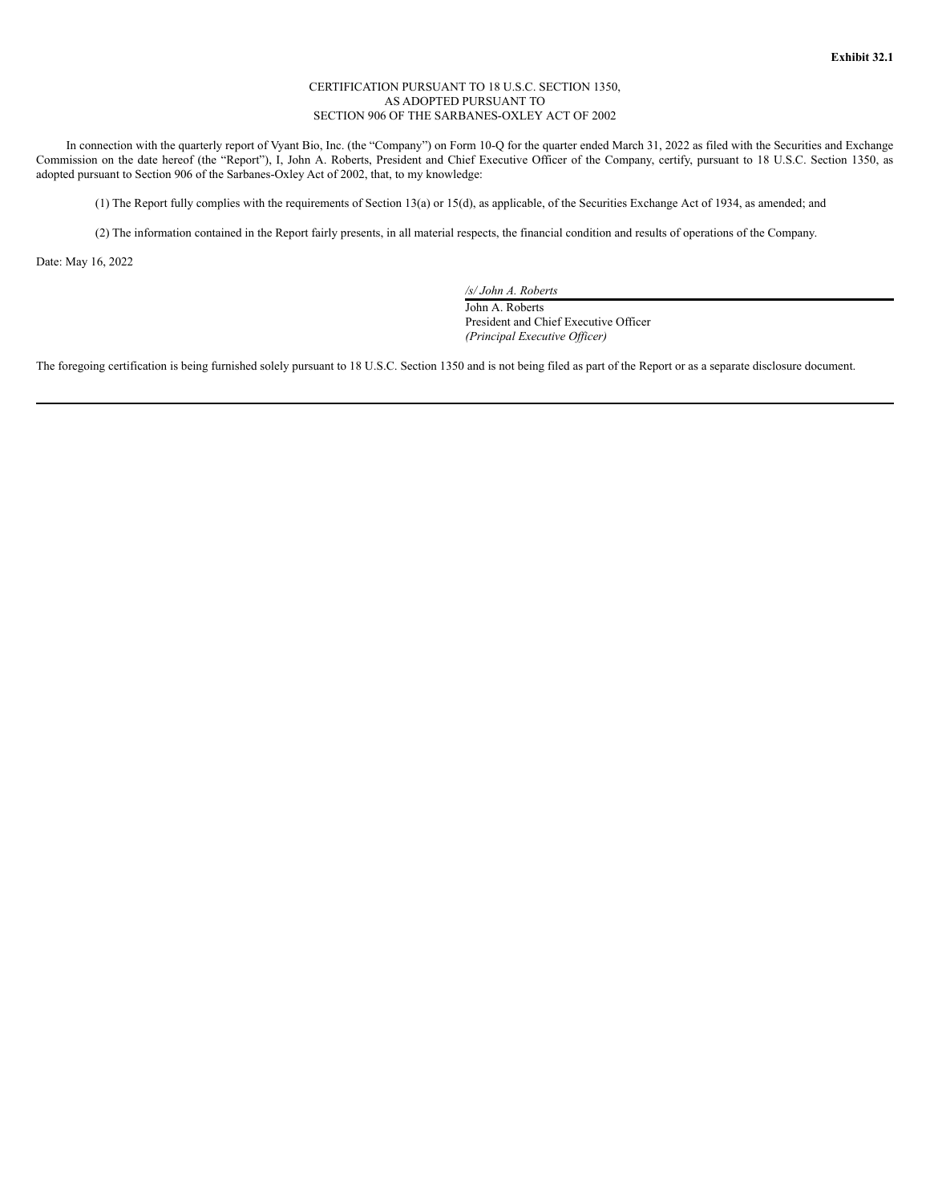**Exhibit 32.1**

CERTIFICATION PURSUANT TO 18 U.S.C. SECTION 1350,
AS ADOPTED PURSUANT TO
SECTION 906 OF THE SARBANES-OXLEY ACT OF 2002

In connection with the quarterly report of Vyant Bio, Inc. (the "Company") on Form 10-Q for the quarter ended March 31, 2022 as filed with the Securities and Exchange Commission on the date hereof (the "Report"), I, John A. Roberts, President and Chief Executive Officer of the Company, certify, pursuant to 18 U.S.C. Section 1350, as adopted pursuant to Section 906 of the Sarbanes-Oxley Act of 2002, that, to my knowledge:

(1) The Report fully complies with the requirements of Section 13(a) or 15(d), as applicable, of the Securities Exchange Act of 1934, as amended; and

(2) The information contained in the Report fairly presents, in all material respects, the financial condition and results of operations of the Company.

Date: May 16, 2022

*/s/ John A. Roberts*
John A. Roberts
President and Chief Executive Officer
*(Principal Executive Officer)*

The foregoing certification is being furnished solely pursuant to 18 U.S.C. Section 1350 and is not being filed as part of the Report or as a separate disclosure document.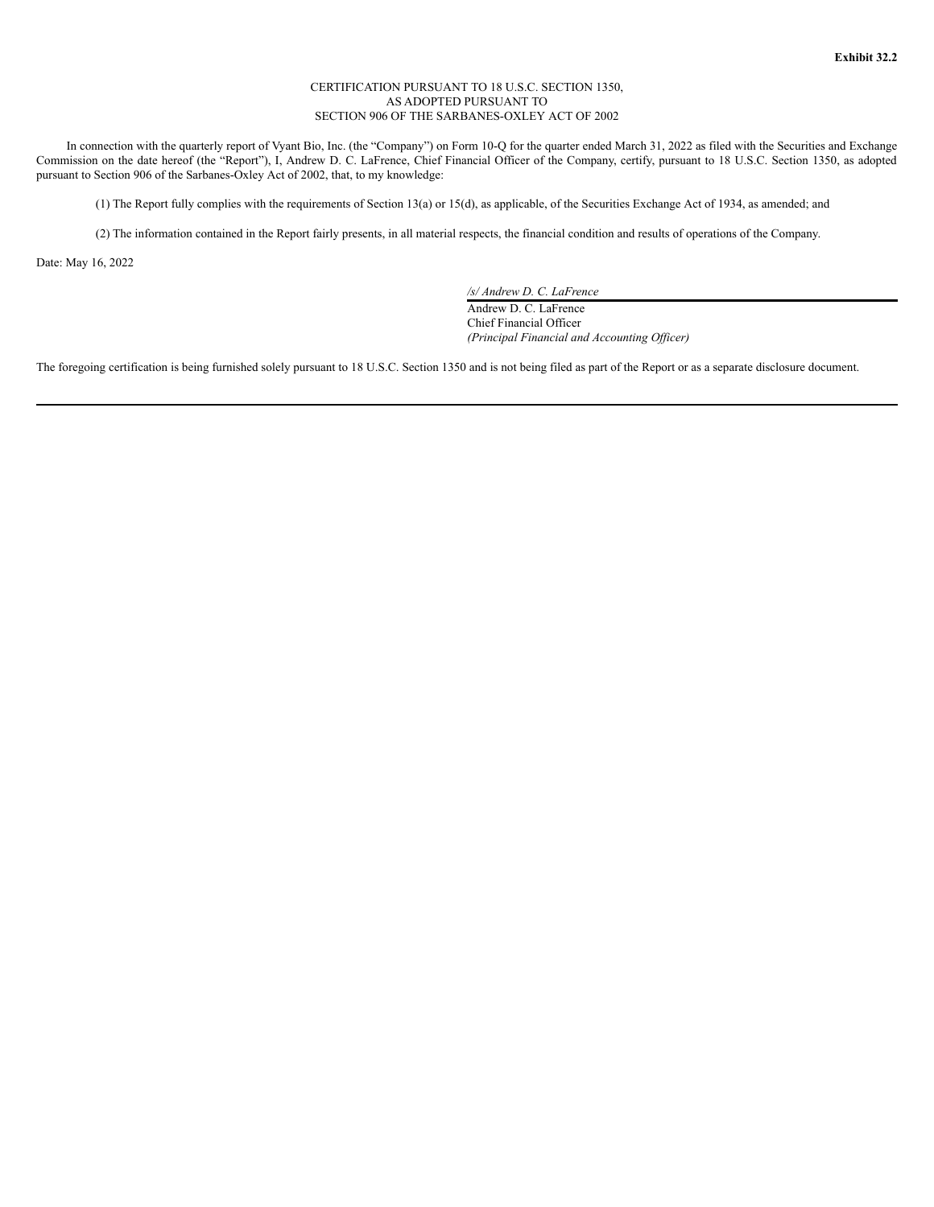**Exhibit 32.2**

CERTIFICATION PURSUANT TO 18 U.S.C. SECTION 1350,
AS ADOPTED PURSUANT TO
SECTION 906 OF THE SARBANES-OXLEY ACT OF 2002

In connection with the quarterly report of Vyant Bio, Inc. (the "Company") on Form 10-Q for the quarter ended March 31, 2022 as filed with the Securities and Exchange Commission on the date hereof (the "Report"), I, Andrew D. C. LaFrence, Chief Financial Officer of the Company, certify, pursuant to 18 U.S.C. Section 1350, as adopted pursuant to Section 906 of the Sarbanes-Oxley Act of 2002, that, to my knowledge:

(1) The Report fully complies with the requirements of Section 13(a) or 15(d), as applicable, of the Securities Exchange Act of 1934, as amended; and

(2) The information contained in the Report fairly presents, in all material respects, the financial condition and results of operations of the Company.

Date: May 16, 2022

*/s/ Andrew D. C. LaFrence*
Andrew D. C. LaFrence
Chief Financial Officer
*(Principal Financial and Accounting Officer)*

The foregoing certification is being furnished solely pursuant to 18 U.S.C. Section 1350 and is not being filed as part of the Report or as a separate disclosure document.